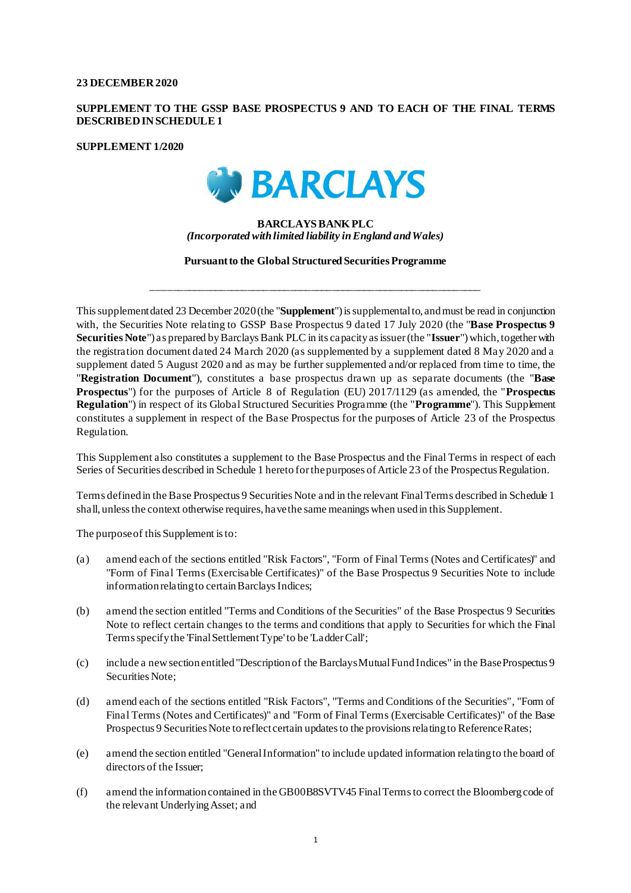**23 DECEMBER 2020**

**SUPPLEMENT TO THE GSSP BASE PROSPECTUS 9 AND TO EACH OF THE FINAL TERMS DESCRIBED IN SCHEDULE 1**

**SUPPLEMENT 1/2020**

BARCLAYS

**BARCLAYS BANK PLC**
*(Incorporated with limited liability in England and Wales)*

**Pursuant to the Global Structured Securities Programme**

---

This supplement dated 23 December 2020 (the "**Supplement**") is supplemental to, and must be read in conjunction with, the Securities Note relating to GSSP Base Prospectus 9 dated 17 July 2020 (the "**Base Prospectus 9 Securities Note**") as prepared by Barclays Bank PLC in its capacity as issuer (the "**Issuer**") which, together with the registration document dated 24 March 2020 (as supplemented by a supplement dated 8 May 2020 and a supplement dated 5 August 2020 and as may be further supplemented and/or replaced from time to time, the "**Registration Document**"), constitutes a base prospectus drawn up as separate documents (the "**Base Prospectus**") for the purposes of Article 8 of Regulation (EU) 2017/1129 (as amended, the "**Prospectus Regulation**") in respect of its Global Structured Securities Programme (the "**Programme**"). This Supplement constitutes a supplement in respect of the Base Prospectus for the purposes of Article 23 of the Prospectus Regulation.

This Supplement also constitutes a supplement to the Base Prospectus and the Final Terms in respect of each Series of Securities described in Schedule 1 hereto for the purposes of Article 23 of the Prospectus Regulation.

Terms defined in the Base Prospectus 9 Securities Note and in the relevant Final Terms described in Schedule 1 shall, unless the context otherwise requires, have the same meanings when used in this Supplement.

The purpose of this Supplement is to:

(a) amend each of the sections entitled "Risk Factors", "Form of Final Terms (Notes and Certificates)" and "Form of Final Terms (Exercisable Certificates)" of the Base Prospectus 9 Securities Note to include information relating to certain Barclays Indices;

(b) amend the section entitled "Terms and Conditions of the Securities" of the Base Prospectus 9 Securities Note to reflect certain changes to the terms and conditions that apply to Securities for which the Final Terms specify the 'Final Settlement Type' to be 'Ladder Call';

(c) include a new section entitled "Description of the Barclays Mutual Fund Indices" in the Base Prospectus 9 Securities Note;

(d) amend each of the sections entitled "Risk Factors", "Terms and Conditions of the Securities", "Form of Final Terms (Notes and Certificates)" and "Form of Final Terms (Exercisable Certificates)" of the Base Prospectus 9 Securities Note to reflect certain updates to the provisions relating to Reference Rates;

(e) amend the section entitled "General Information" to include updated information relating to the board of directors of the Issuer;

(f) amend the information contained in the GB00B8SVTV45 Final Terms to correct the Bloomberg code of the relevant Underlying Asset; and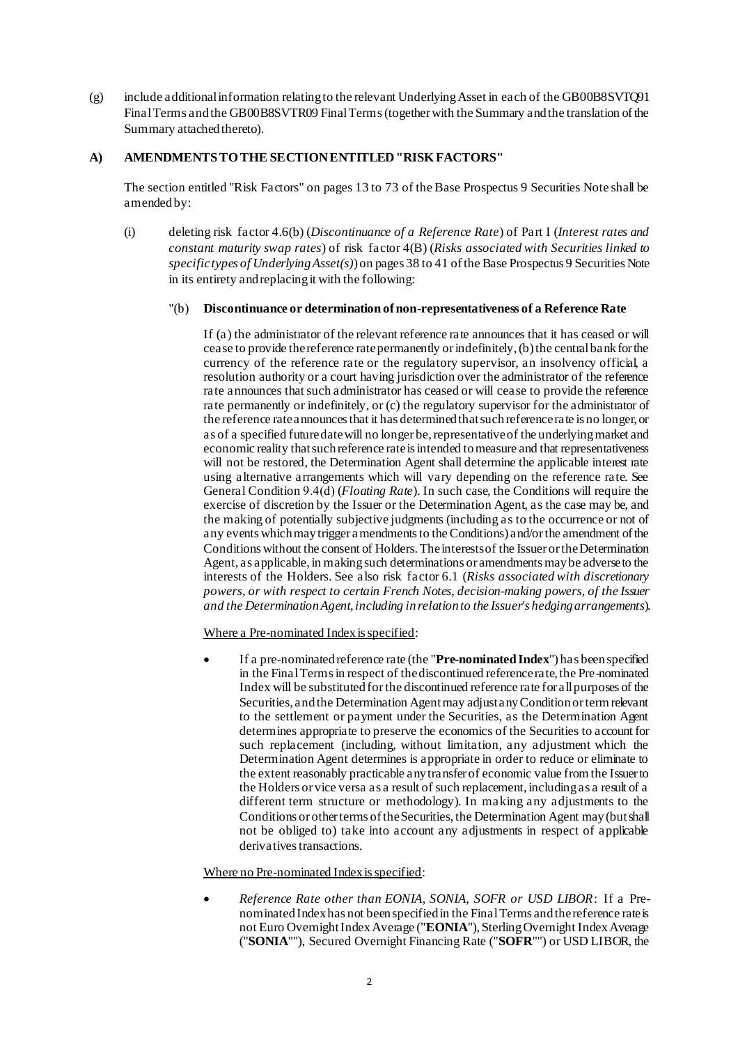(g) include additional information relating to the relevant Underlying Asset in each of the GB00B8SVTQ91 Final Terms and the GB00B8SVTR09 Final Terms (together with the Summary and the translation of the Summary attached thereto).

**A) AMENDMENTS TO THE SECTION ENTITLED "RISK FACTORS"**

The section entitled "Risk Factors" on pages 13 to 73 of the Base Prospectus 9 Securities Note shall be amended by:

(i) deleting risk factor 4.6(b) (*Discontinuance of a Reference Rate*) of Part I (*Interest rates and constant maturity swap rates*) of risk factor 4(B) (*Risks associated with Securities linked to specific types of Underlying Asset(s)*) on pages 38 to 41 of the Base Prospectus 9 Securities Note in its entirety and replacing it with the following:

"(b) **Discontinuance or determination of non-representativeness of a Reference Rate**

If (a) the administrator of the relevant reference rate announces that it has ceased or will cease to provide the reference rate permanently or indefinitely, (b) the central bank for the currency of the reference rate or the regulatory supervisor, an insolvency official, a resolution authority or a court having jurisdiction over the administrator of the reference rate announces that such administrator has ceased or will cease to provide the reference rate permanently or indefinitely, or (c) the regulatory supervisor for the administrator of the reference rate announces that it has determined that such reference rate is no longer, or as of a specified future date will no longer be, representative of the underlying market and economic reality that such reference rate is intended to measure and that representativeness will not be restored, the Determination Agent shall determine the applicable interest rate using alternative arrangements which will vary depending on the reference rate. See General Condition 9.4(d) (*Floating Rate*). In such case, the Conditions will require the exercise of discretion by the Issuer or the Determination Agent, as the case may be, and the making of potentially subjective judgments (including as to the occurrence or not of any events which may trigger amendments to the Conditions) and/or the amendment of the Conditions without the consent of Holders. The interests of the Issuer or the Determination Agent, as applicable, in making such determinations or amendments may be adverse to the interests of the Holders. See also risk factor 6.1 (*Risks associated with discretionary powers, or with respect to certain French Notes, decision-making powers, of the Issuer and the Determination Agent, including in relation to the Issuer's hedging arrangements*).

Where a Pre-nominated Index is specified:

- If a pre-nominated reference rate (the "**Pre-nominated Index**") has been specified in the Final Terms in respect of the discontinued reference rate, the Pre-nominated Index will be substituted for the discontinued reference rate for all purposes of the Securities, and the Determination Agent may adjust any Condition or term relevant to the settlement or payment under the Securities, as the Determination Agent determines appropriate to preserve the economics of the Securities to account for such replacement (including, without limitation, any adjustment which the Determination Agent determines is appropriate in order to reduce or eliminate to the extent reasonably practicable any transfer of economic value from the Issuer to the Holders or vice versa as a result of such replacement, including as a result of a different term structure or methodology). In making any adjustments to the Conditions or other terms of the Securities, the Determination Agent may (but shall not be obliged to) take into account any adjustments in respect of applicable derivatives transactions.

Where no Pre-nominated Index is specified:

- *Reference Rate other than EONIA, SONIA, SOFR or USD LIBOR*: If a Pre-nominated Index has not been specified in the Final Terms and the reference rate is not Euro Overnight Index Average ("**EONIA**"), Sterling Overnight Index Average ("**SONIA**""), Secured Overnight Financing Rate ("**SOFR**"") or USD LIBOR, the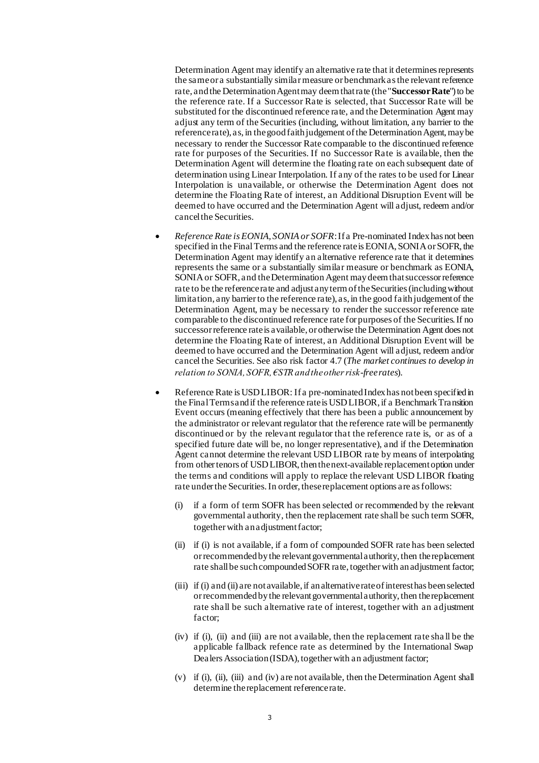Determination Agent may identify an alternative rate that it determines represents the same or a substantially similar measure or benchmark as the relevant reference rate, and the Determination Agent may deem that rate (the "**Successor Rate**") to be the reference rate. If a Successor Rate is selected, that Successor Rate will be substituted for the discontinued reference rate, and the Determination Agent may adjust any term of the Securities (including, without limitation, any barrier to the reference rate), as, in the good faith judgement of the Determination Agent, may be necessary to render the Successor Rate comparable to the discontinued reference rate for purposes of the Securities. If no Successor Rate is available, then the Determination Agent will determine the floating rate on each subsequent date of determination using Linear Interpolation. If any of the rates to be used for Linear Interpolation is unavailable, or otherwise the Determination Agent does not determine the Floating Rate of interest, an Additional Disruption Event will be deemed to have occurred and the Determination Agent will adjust, redeem and/or cancel the Securities.

- *Reference Rate is EONIA, SONIA or SOFR*: If a Pre-nominated Index has not been specified in the Final Terms and the reference rate is EONIA, SONIA or SOFR, the Determination Agent may identify an alternative reference rate that it determines represents the same or a substantially similar measure or benchmark as EONIA, SONIA or SOFR, and the Determination Agent may deem that successor reference rate to be the reference rate and adjust any term of the Securities (including without limitation, any barrier to the reference rate), as, in the good faith judgement of the Determination Agent, may be necessary to render the successor reference rate comparable to the discontinued reference rate for purposes of the Securities. If no successor reference rate is available, or otherwise the Determination Agent does not determine the Floating Rate of interest, an Additional Disruption Event will be deemed to have occurred and the Determination Agent will adjust, redeem and/or cancel the Securities. See also risk factor 4.7 (*The market continues to develop in relation to SONIA, SOFR, €STR and the other risk-free rates*).

- Reference Rate is USD LIBOR: If a pre-nominated Index has not been specified in the Final Terms and if the reference rate is USD LIBOR, if a Benchmark Transition Event occurs (meaning effectively that there has been a public announcement by the administrator or relevant regulator that the reference rate will be permanently discontinued or by the relevant regulator that the reference rate is, or as of a specified future date will be, no longer representative), and if the Determination Agent cannot determine the relevant USD LIBOR rate by means of interpolating from other tenors of USD LIBOR, then the next-available replacement option under the terms and conditions will apply to replace the relevant USD LIBOR floating rate under the Securities. In order, these replacement options are as follows:

  (i) if a form of term SOFR has been selected or recommended by the relevant governmental authority, then the replacement rate shall be such term SOFR, together with an adjustment factor;

  (ii) if (i) is not available, if a form of compounded SOFR rate has been selected or recommended by the relevant governmental authority, then the replacement rate shall be such compounded SOFR rate, together with an adjustment factor;

  (iii) if (i) and (ii) are not available, if an alternative rate of interest has been selected or recommended by the relevant governmental authority, then the replacement rate shall be such alternative rate of interest, together with an adjustment factor;

  (iv) if (i), (ii) and (iii) are not available, then the replacement rate shall be the applicable fallback refence rate as determined by the International Swap Dealers Association (ISDA), together with an adjustment factor;

  (v) if (i), (ii), (iii) and (iv) are not available, then the Determination Agent shall determine the replacement reference rate.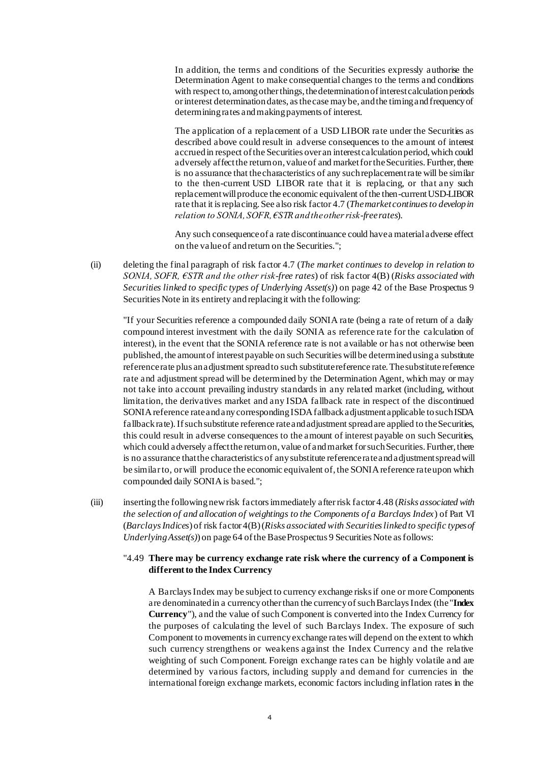In addition, the terms and conditions of the Securities expressly authorise the Determination Agent to make consequential changes to the terms and conditions with respect to, among other things, the determination of interest calculation periods or interest determination dates, as the case may be, and the timing and frequency of determining rates and making payments of interest.

The application of a replacement of a USD LIBOR rate under the Securities as described above could result in adverse consequences to the amount of interest accrued in respect of the Securities over an interest calculation period, which could adversely affect the return on, value of and market for the Securities. Further, there is no assurance that the characteristics of any such replacement rate will be similar to the then-current USD LIBOR rate that it is replacing, or that any such replacement will produce the economic equivalent of the then-current USD-LIBOR rate that it is replacing. See also risk factor 4.7 (*The market continues to develop in relation to SONIA, SOFR, €STR and the other risk-free rates*).

Any such consequence of a rate discontinuance could have a material adverse effect on the value of and return on the Securities.";

(ii) deleting the final paragraph of risk factor 4.7 (*The market continues to develop in relation to SONIA, SOFR, €STR and the other risk-free rates*) of risk factor 4(B) (*Risks associated with Securities linked to specific types of Underlying Asset(s)*) on page 42 of the Base Prospectus 9 Securities Note in its entirety and replacing it with the following:

"If your Securities reference a compounded daily SONIA rate (being a rate of return of a daily compound interest investment with the daily SONIA as reference rate for the calculation of interest), in the event that the SONIA reference rate is not available or has not otherwise been published, the amount of interest payable on such Securities will be determined using a substitute reference rate plus an adjustment spread to such substitute reference rate. The substitute reference rate and adjustment spread will be determined by the Determination Agent, which may or may not take into account prevailing industry standards in any related market (including, without limitation, the derivatives market and any ISDA fallback rate in respect of the discontinued SONIA reference rate and any corresponding ISDA fallback adjustment applicable to such ISDA fallback rate). If such substitute reference rate and adjustment spread are applied to the Securities, this could result in adverse consequences to the amount of interest payable on such Securities, which could adversely affect the return on, value of and market for such Securities. Further, there is no assurance that the characteristics of any substitute reference rate and adjustment spread will be similar to, or will produce the economic equivalent of, the SONIA reference rate upon which compounded daily SONIA is based.";

(iii) inserting the following new risk factors immediately after risk factor 4.48 (*Risks associated with the selection of and allocation of weightings to the Components of a Barclays Index*) of Part VI (*Barclays Indices*) of risk factor 4(B) (*Risks associated with Securities linked to specific types of Underlying Asset(s)*) on page 64 of the Base Prospectus 9 Securities Note as follows:

"4.49 **There may be currency exchange rate risk where the currency of a Component is different to the Index Currency**

A Barclays Index may be subject to currency exchange risks if one or more Components are denominated in a currency other than the currency of such Barclays Index (the "**Index Currency**"), and the value of such Component is converted into the Index Currency for the purposes of calculating the level of such Barclays Index. The exposure of such Component to movements in currency exchange rates will depend on the extent to which such currency strengthens or weakens against the Index Currency and the relative weighting of such Component. Foreign exchange rates can be highly volatile and are determined by various factors, including supply and demand for currencies in the international foreign exchange markets, economic factors including inflation rates in the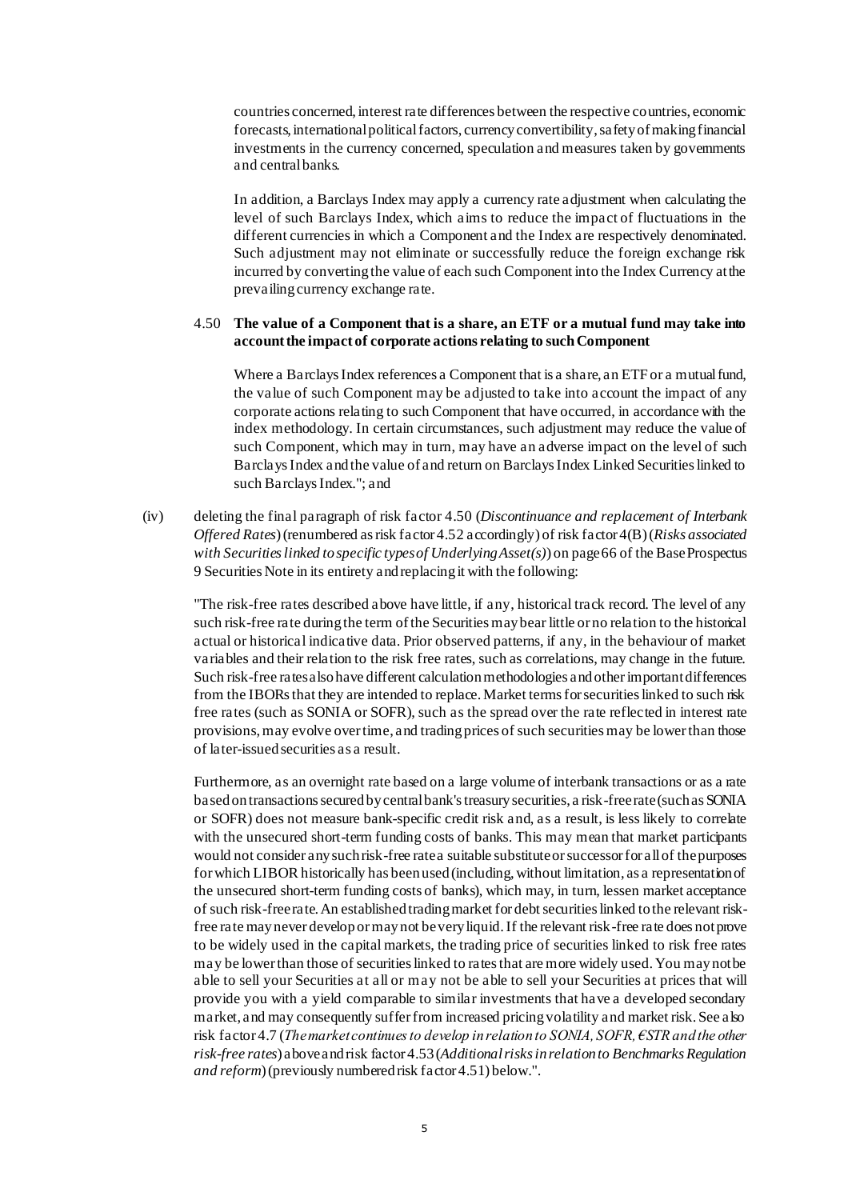countries concerned, interest rate differences between the respective countries, economic forecasts, international political factors, currency convertibility, safety of making financial investments in the currency concerned, speculation and measures taken by governments and central banks.

In addition, a Barclays Index may apply a currency rate adjustment when calculating the level of such Barclays Index, which aims to reduce the impact of fluctuations in the different currencies in which a Component and the Index are respectively denominated. Such adjustment may not eliminate or successfully reduce the foreign exchange risk incurred by converting the value of each such Component into the Index Currency at the prevailing currency exchange rate.

4.50 **The value of a Component that is a share, an ETF or a mutual fund may take into account the impact of corporate actions relating to such Component**

Where a Barclays Index references a Component that is a share, an ETF or a mutual fund, the value of such Component may be adjusted to take into account the impact of any corporate actions relating to such Component that have occurred, in accordance with the index methodology. In certain circumstances, such adjustment may reduce the value of such Component, which may in turn, may have an adverse impact on the level of such Barclays Index and the value of and return on Barclays Index Linked Securities linked to such Barclays Index."; and

(iv) deleting the final paragraph of risk factor 4.50 (*Discontinuance and replacement of Interbank Offered Rates*) (renumbered as risk factor 4.52 accordingly) of risk factor 4(B) (*Risks associated with Securities linked to specific types of Underlying Asset(s)*) on page 66 of the Base Prospectus 9 Securities Note in its entirety and replacing it with the following:

"The risk-free rates described above have little, if any, historical track record. The level of any such risk-free rate during the term of the Securities may bear little or no relation to the historical actual or historical indicative data. Prior observed patterns, if any, in the behaviour of market variables and their relation to the risk free rates, such as correlations, may change in the future. Such risk-free rates also have different calculation methodologies and other important differences from the IBORs that they are intended to replace. Market terms for securities linked to such risk free rates (such as SONIA or SOFR), such as the spread over the rate reflected in interest rate provisions, may evolve over time, and trading prices of such securities may be lower than those of later-issued securities as a result.

Furthermore, as an overnight rate based on a large volume of interbank transactions or as a rate based on transactions secured by central bank's treasury securities, a risk-free rate (such as SONIA or SOFR) does not measure bank-specific credit risk and, as a result, is less likely to correlate with the unsecured short-term funding costs of banks. This may mean that market participants would not consider any such risk-free rate a suitable substitute or successor for all of the purposes for which LIBOR historically has been used (including, without limitation, as a representation of the unsecured short-term funding costs of banks), which may, in turn, lessen market acceptance of such risk-free rate. An established trading market for debt securities linked to the relevant risk-free rate may never develop or may not be very liquid. If the relevant risk-free rate does not prove to be widely used in the capital markets, the trading price of securities linked to risk free rates may be lower than those of securities linked to rates that are more widely used. You may not be able to sell your Securities at all or may not be able to sell your Securities at prices that will provide you with a yield comparable to similar investments that have a developed secondary market, and may consequently suffer from increased pricing volatility and market risk. See also risk factor 4.7 (*The market continues to develop in relation to SONIA, SOFR, €STR and the other risk-free rates*) above and risk factor 4.53 (*Additional risks in relation to Benchmarks Regulation and reform*) (previously numbered risk factor 4.51) below.".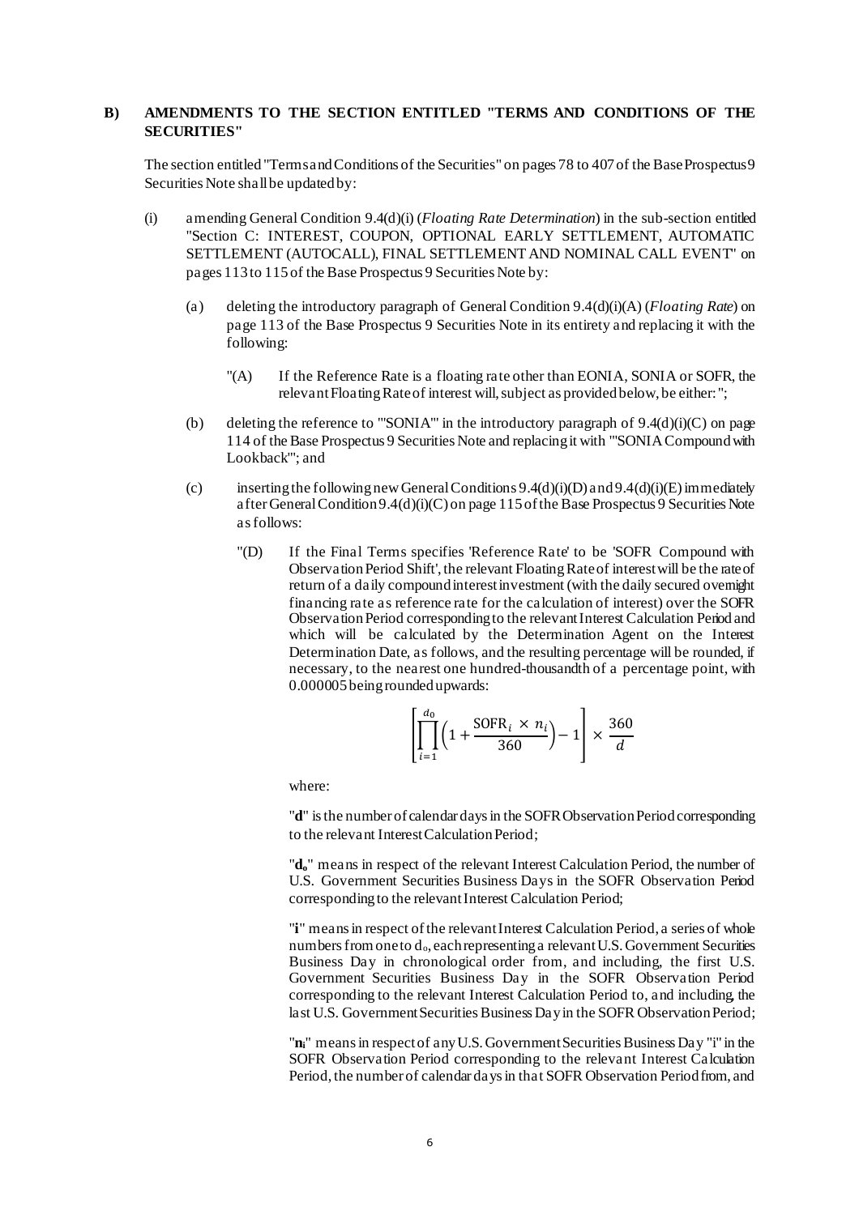## B) AMENDMENTS TO THE SECTION ENTITLED "TERMS AND CONDITIONS OF THE SECURITIES"

The section entitled "Terms and Conditions of the Securities" on pages 78 to 407 of the Base Prospectus 9 Securities Note shall be updated by:

(i) amending General Condition 9.4(d)(i) (*Floating Rate Determination*) in the sub-section entitled "Section C: INTEREST, COUPON, OPTIONAL EARLY SETTLEMENT, AUTOMATIC SETTLEMENT (AUTOCALL), FINAL SETTLEMENT AND NOMINAL CALL EVENT" on pages 113 to 115 of the Base Prospectus 9 Securities Note by:

(a) deleting the introductory paragraph of General Condition 9.4(d)(i)(A) (*Floating Rate*) on page 113 of the Base Prospectus 9 Securities Note in its entirety and replacing it with the following:

"(A) If the Reference Rate is a floating rate other than EONIA, SONIA or SOFR, the relevant Floating Rate of interest will, subject as provided below, be either:";

(b) deleting the reference to "'SONIA'" in the introductory paragraph of 9.4(d)(i)(C) on page 114 of the Base Prospectus 9 Securities Note and replacing it with "'SONIA Compound with Lookback'"; and

(c) inserting the following new General Conditions 9.4(d)(i)(D) and 9.4(d)(i)(E) immediately after General Condition 9.4(d)(i)(C) on page 115 of the Base Prospectus 9 Securities Note as follows:

"(D) If the Final Terms specifies 'Reference Rate' to be 'SOFR Compound with Observation Period Shift', the relevant Floating Rate of interest will be the rate of return of a daily compound interest investment (with the daily secured overnight financing rate as reference rate for the calculation of interest) over the SOFR Observation Period corresponding to the relevant Interest Calculation Period and which will be calculated by the Determination Agent on the Interest Determination Date, as follows, and the resulting percentage will be rounded, if necessary, to the nearest one hundred-thousandth of a percentage point, with 0.000005 being rounded upwards:

$$\left[\prod_{i=1}^{d_0}\left(1+\frac{\text{SOFR}_i \times n_i}{360}\right)-1\right]\times\frac{360}{d}$$

where:

"**d**" is the number of calendar days in the SOFR Observation Period corresponding to the relevant Interest Calculation Period;

"**$d_o$**" means in respect of the relevant Interest Calculation Period, the number of U.S. Government Securities Business Days in the SOFR Observation Period corresponding to the relevant Interest Calculation Period;

"**i**" means in respect of the relevant Interest Calculation Period, a series of whole numbers from one to $d_o$, each representing a relevant U.S. Government Securities Business Day in chronological order from, and including, the first U.S. Government Securities Business Day in the SOFR Observation Period corresponding to the relevant Interest Calculation Period to, and including, the last U.S. Government Securities Business Day in the SOFR Observation Period;

"**$n_i$**" means in respect of any U.S. Government Securities Business Day "i" in the SOFR Observation Period corresponding to the relevant Interest Calculation Period, the number of calendar days in that SOFR Observation Period from, and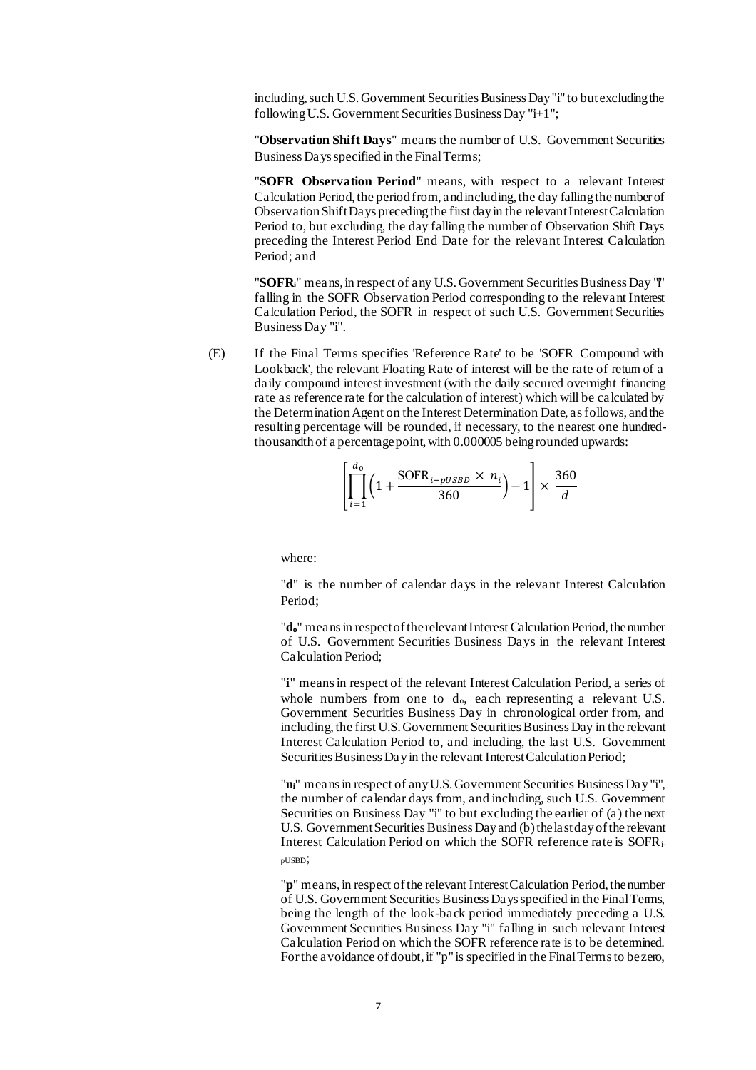including, such U.S. Government Securities Business Day "i" to but excluding the following U.S. Government Securities Business Day "i+1";

"**Observation Shift Days**" means the number of U.S. Government Securities Business Days specified in the Final Terms;

"**SOFR Observation Period**" means, with respect to a relevant Interest Calculation Period, the period from, and including, the day falling the number of Observation Shift Days preceding the first day in the relevant Interest Calculation Period to, but excluding, the day falling the number of Observation Shift Days preceding the Interest Period End Date for the relevant Interest Calculation Period; and

"**$SOFR_i$**" means, in respect of any U.S. Government Securities Business Day "i" falling in the SOFR Observation Period corresponding to the relevant Interest Calculation Period, the SOFR in respect of such U.S. Government Securities Business Day "i".

(E) If the Final Terms specifies 'Reference Rate' to be 'SOFR Compound with Lookback', the relevant Floating Rate of interest will be the rate of return of a daily compound interest investment (with the daily secured overnight financing rate as reference rate for the calculation of interest) which will be calculated by the Determination Agent on the Interest Determination Date, as follows, and the resulting percentage will be rounded, if necessary, to the nearest one hundred-thousandth of a percentage point, with 0.000005 being rounded upwards:

$$\left[\prod_{i=1}^{d_0}\left(1+\frac{\text{SOFR}_{i-pUSBD}\times n_i}{360}\right)-1\right]\times\frac{360}{d}$$

where:

"**d**" is the number of calendar days in the relevant Interest Calculation Period;

"**$d_o$**" means in respect of the relevant Interest Calculation Period, the number of U.S. Government Securities Business Days in the relevant Interest Calculation Period;

"**i**" means in respect of the relevant Interest Calculation Period, a series of whole numbers from one to $d_o$, each representing a relevant U.S. Government Securities Business Day in chronological order from, and including, the first U.S. Government Securities Business Day in the relevant Interest Calculation Period to, and including, the last U.S. Government Securities Business Day in the relevant Interest Calculation Period;

"**$n_i$**" means in respect of any U.S. Government Securities Business Day "i", the number of calendar days from, and including, such U.S. Government Securities on Business Day "i" to but excluding the earlier of (a) the next U.S. Government Securities Business Day and (b) the last day of the relevant Interest Calculation Period on which the SOFR reference rate is $SOFR_{i-pUSBD}$;

"**p**" means, in respect of the relevant Interest Calculation Period, the number of U.S. Government Securities Business Days specified in the Final Terms, being the length of the look-back period immediately preceding a U.S. Government Securities Business Day "i" falling in such relevant Interest Calculation Period on which the SOFR reference rate is to be determined. For the avoidance of doubt, if "p" is specified in the Final Terms to be zero,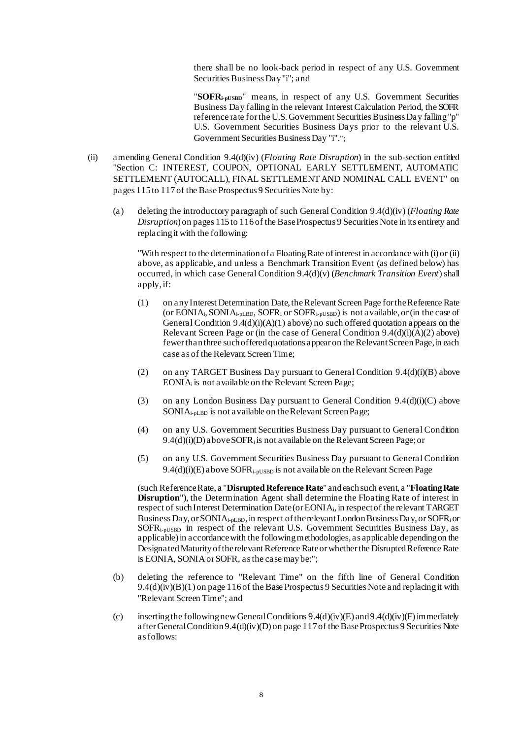there shall be no look-back period in respect of any U.S. Government Securities Business Day "i"; and

"**$SOFR_{i\text{-}pUSBD}$**" means, in respect of any U.S. Government Securities Business Day falling in the relevant Interest Calculation Period, the SOFR reference rate for the U.S. Government Securities Business Day falling "p" U.S. Government Securities Business Days prior to the relevant U.S. Government Securities Business Day "i".";

(ii) amending General Condition 9.4(d)(iv) (*Floating Rate Disruption*) in the sub-section entitled "Section C: INTEREST, COUPON, OPTIONAL EARLY SETTLEMENT, AUTOMATIC SETTLEMENT (AUTOCALL), FINAL SETTLEMENT AND NOMINAL CALL EVENT" on pages 115 to 117 of the Base Prospectus 9 Securities Note by:

(a) deleting the introductory paragraph of such General Condition 9.4(d)(iv) (*Floating Rate Disruption*) on pages 115 to 116 of the Base Prospectus 9 Securities Note in its entirety and replacing it with the following:

"With respect to the determination of a Floating Rate of interest in accordance with (i) or (ii) above, as applicable, and unless a Benchmark Transition Event (as defined below) has occurred, in which case General Condition 9.4(d)(v) (*Benchmark Transition Event*) shall apply, if:

(1) on any Interest Determination Date, the Relevant Screen Page for the Reference Rate (or $EONIA_i$, $SONIA_{i\text{-}pLBD}$, $SOFR_i$ or $SOFR_{i\text{-}pUSBD}$) is not available, or (in the case of General Condition 9.4(d)(i)(A)(1) above) no such offered quotation appears on the Relevant Screen Page or (in the case of General Condition 9.4(d)(i)(A)(2) above) fewer than three such offered quotations appear on the Relevant Screen Page, in each case as of the Relevant Screen Time;

(2) on any TARGET Business Day pursuant to General Condition 9.4(d)(i)(B) above $EONIA_i$ is not available on the Relevant Screen Page;

(3) on any London Business Day pursuant to General Condition 9.4(d)(i)(C) above $SONIA_{i\text{-}pLBD}$ is not available on the Relevant Screen Page;

(4) on any U.S. Government Securities Business Day pursuant to General Condition 9.4(d)(i)(D) above $SOFR_i$ is not available on the Relevant Screen Page; or

(5) on any U.S. Government Securities Business Day pursuant to General Condition 9.4(d)(i)(E) above $SOFR_{i\text{-}pUSBD}$ is not available on the Relevant Screen Page

(such Reference Rate, a "**Disrupted Reference Rate**" and each such event, a "**Floating Rate Disruption**"), the Determination Agent shall determine the Floating Rate of interest in respect of such Interest Determination Date (or $EONIA_i$, in respect of the relevant TARGET Business Day, or $SONIA_{i\text{-}pLBD}$, in respect of the relevant London Business Day, or $SOFR_i$ or $SOFR_{i\text{-}pUSBD}$ in respect of the relevant U.S. Government Securities Business Day, as applicable) in accordance with the following methodologies, as applicable depending on the Designated Maturity of the relevant Reference Rate or whether the Disrupted Reference Rate is EONIA, SONIA or SOFR, as the case may be:";

(b) deleting the reference to "Relevant Time" on the fifth line of General Condition 9.4(d)(iv)(B)(1) on page 116 of the Base Prospectus 9 Securities Note and replacing it with "Relevant Screen Time"; and

(c) inserting the following new General Conditions 9.4(d)(iv)(E) and 9.4(d)(iv)(F) immediately after General Condition 9.4(d)(iv)(D) on page 117 of the Base Prospectus 9 Securities Note as follows: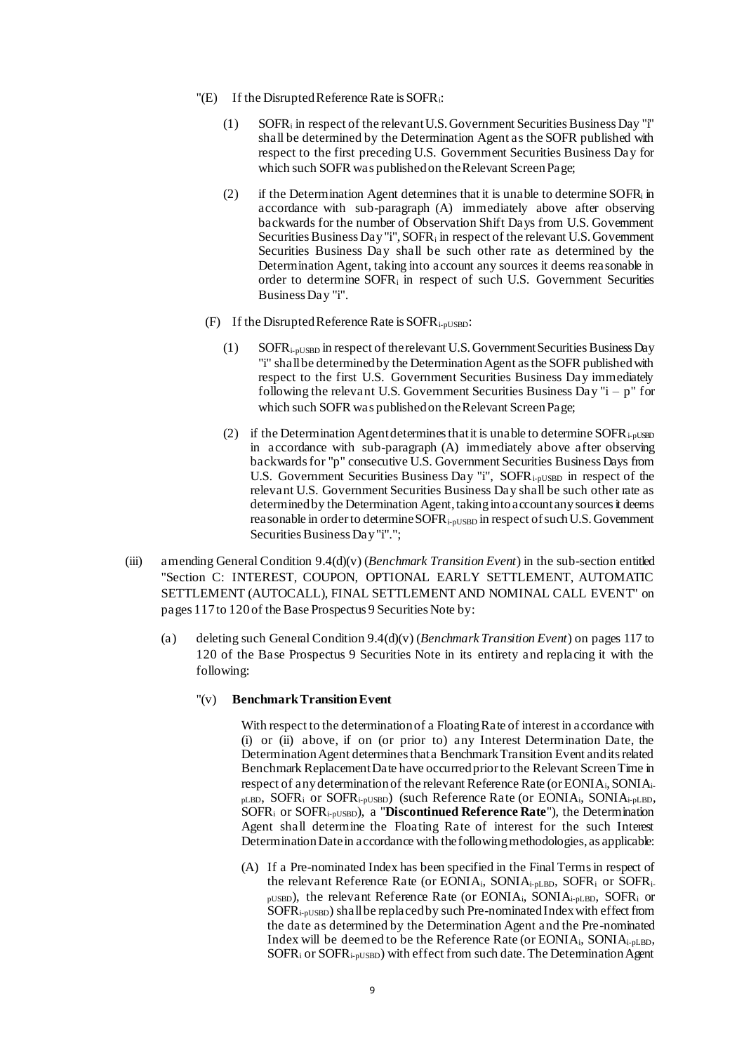"(E) If the Disrupted Reference Rate is $SOFR_i$:

(1) $SOFR_i$ in respect of the relevant U.S. Government Securities Business Day "i" shall be determined by the Determination Agent as the SOFR published with respect to the first preceding U.S. Government Securities Business Day for which such SOFR was published on the Relevant Screen Page;

(2) if the Determination Agent determines that it is unable to determine $SOFR_i$ in accordance with sub-paragraph (A) immediately above after observing backwards for the number of Observation Shift Days from U.S. Government Securities Business Day "i", $SOFR_i$ in respect of the relevant U.S. Government Securities Business Day shall be such other rate as determined by the Determination Agent, taking into account any sources it deems reasonable in order to determine $SOFR_i$ in respect of such U.S. Government Securities Business Day "i".

(F) If the Disrupted Reference Rate is $SOFR_{i\text{-}pUSBD}$:

(1) $SOFR_{i\text{-}pUSBD}$ in respect of the relevant U.S. Government Securities Business Day "i" shall be determined by the Determination Agent as the SOFR published with respect to the first U.S. Government Securities Business Day immediately following the relevant U.S. Government Securities Business Day "i – p" for which such SOFR was published on the Relevant Screen Page;

(2) if the Determination Agent determines that it is unable to determine $SOFR_{i\text{-}pUSBD}$ in accordance with sub-paragraph (A) immediately above after observing backwards for "p" consecutive U.S. Government Securities Business Days from U.S. Government Securities Business Day "i", $SOFR_{i\text{-}pUSBD}$ in respect of the relevant U.S. Government Securities Business Day shall be such other rate as determined by the Determination Agent, taking into account any sources it deems reasonable in order to determine $SOFR_{i\text{-}pUSBD}$ in respect of such U.S. Government Securities Business Day "i".";

(iii) amending General Condition 9.4(d)(v) (*Benchmark Transition Event*) in the sub-section entitled "Section C: INTEREST, COUPON, OPTIONAL EARLY SETTLEMENT, AUTOMATIC SETTLEMENT (AUTOCALL), FINAL SETTLEMENT AND NOMINAL CALL EVENT" on pages 117 to 120 of the Base Prospectus 9 Securities Note by:

(a) deleting such General Condition 9.4(d)(v) (*Benchmark Transition Event*) on pages 117 to 120 of the Base Prospectus 9 Securities Note in its entirety and replacing it with the following:

"(v) **Benchmark Transition Event**

With respect to the determination of a Floating Rate of interest in accordance with (i) or (ii) above, if on (or prior to) any Interest Determination Date, the Determination Agent determines that a Benchmark Transition Event and its related Benchmark Replacement Date have occurred prior to the Relevant Screen Time in respect of any determination of the relevant Reference Rate (or $EONIA_i$, $SONIA_{i\text{-}pLBD}$, $SOFR_i$ or $SOFR_{i\text{-}pUSBD}$) (such Reference Rate (or $EONIA_i$, $SONIA_{i\text{-}pLBD}$, $SOFR_i$ or $SOFR_{i\text{-}pUSBD}$), a "**Discontinued Reference Rate**"), the Determination Agent shall determine the Floating Rate of interest for the such Interest Determination Date in accordance with the following methodologies, as applicable:

(A) If a Pre-nominated Index has been specified in the Final Terms in respect of the relevant Reference Rate (or $EONIA_i$, $SONIA_{i\text{-}pLBD}$, $SOFR_i$ or $SOFR_{i\text{-}pUSBD}$), the relevant Reference Rate (or $EONIA_i$, $SONIA_{i\text{-}pLBD}$, $SOFR_i$ or $SOFR_{i\text{-}pUSBD}$) shall be replaced by such Pre-nominated Index with effect from the date as determined by the Determination Agent and the Pre-nominated Index will be deemed to be the Reference Rate (or $EONIA_i$, $SONIA_{i\text{-}pLBD}$, $SOFR_i$ or $SOFR_{i\text{-}pUSBD}$) with effect from such date. The Determination Agent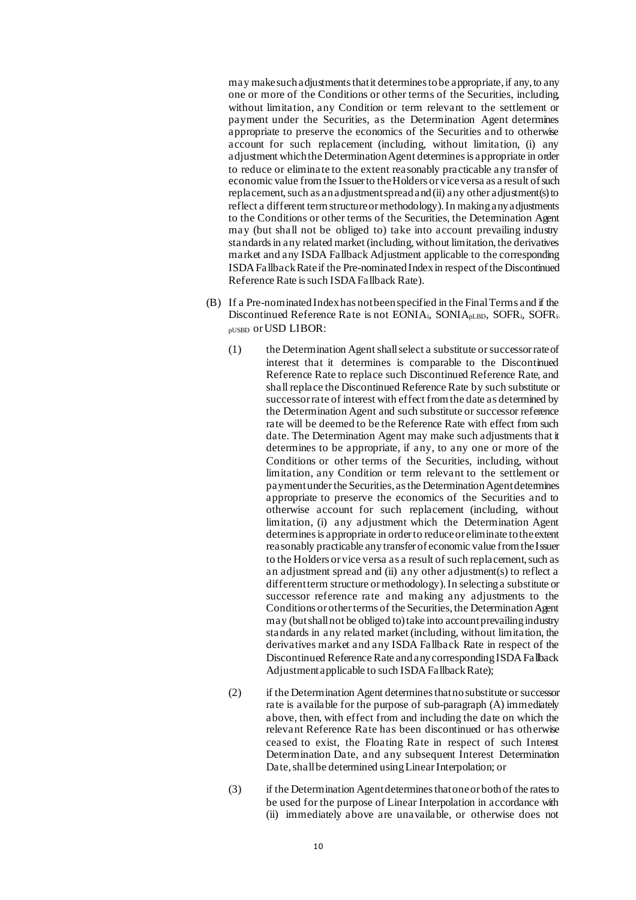may make such adjustments that it determines to be appropriate, if any, to any one or more of the Conditions or other terms of the Securities, including, without limitation, any Condition or term relevant to the settlement or payment under the Securities, as the Determination Agent determines appropriate to preserve the economics of the Securities and to otherwise account for such replacement (including, without limitation, (i) any adjustment which the Determination Agent determines is appropriate in order to reduce or eliminate to the extent reasonably practicable any transfer of economic value from the Issuer to the Holders or vice versa as a result of such replacement, such as an adjustment spread and (ii) any other adjustment(s) to reflect a different term structure or methodology). In making any adjustments to the Conditions or other terms of the Securities, the Determination Agent may (but shall not be obliged to) take into account prevailing industry standards in any related market (including, without limitation, the derivatives market and any ISDA Fallback Adjustment applicable to the corresponding ISDA Fallback Rate if the Pre-nominated Index in respect of the Discontinued Reference Rate is such ISDA Fallback Rate).

(B) If a Pre-nominated Index has not been specified in the Final Terms and if the Discontinued Reference Rate is not $EONIA_i$, $SONIA_{pLBD}$, $SOFR_i$, $SOFR_{i\text{-}pUSBD}$ or USD LIBOR:

(1) the Determination Agent shall select a substitute or successor rate of interest that it determines is comparable to the Discontinued Reference Rate to replace such Discontinued Reference Rate, and shall replace the Discontinued Reference Rate by such substitute or successor rate of interest with effect from the date as determined by the Determination Agent and such substitute or successor reference rate will be deemed to be the Reference Rate with effect from such date. The Determination Agent may make such adjustments that it determines to be appropriate, if any, to any one or more of the Conditions or other terms of the Securities, including, without limitation, any Condition or term relevant to the settlement or payment under the Securities, as the Determination Agent determines appropriate to preserve the economics of the Securities and to otherwise account for such replacement (including, without limitation, (i) any adjustment which the Determination Agent determines is appropriate in order to reduce or eliminate to the extent reasonably practicable any transfer of economic value from the Issuer to the Holders or vice versa as a result of such replacement, such as an adjustment spread and (ii) any other adjustment(s) to reflect a different term structure or methodology). In selecting a substitute or successor reference rate and making any adjustments to the Conditions or other terms of the Securities, the Determination Agent may (but shall not be obliged to) take into account prevailing industry standards in any related market (including, without limitation, the derivatives market and any ISDA Fallback Rate in respect of the Discontinued Reference Rate and any corresponding ISDA Fallback Adjustment applicable to such ISDA Fallback Rate);

(2) if the Determination Agent determines that no substitute or successor rate is available for the purpose of sub-paragraph (A) immediately above, then, with effect from and including the date on which the relevant Reference Rate has been discontinued or has otherwise ceased to exist, the Floating Rate in respect of such Interest Determination Date, and any subsequent Interest Determination Date, shall be determined using Linear Interpolation; or

(3) if the Determination Agent determines that one or both of the rates to be used for the purpose of Linear Interpolation in accordance with (ii) immediately above are unavailable, or otherwise does not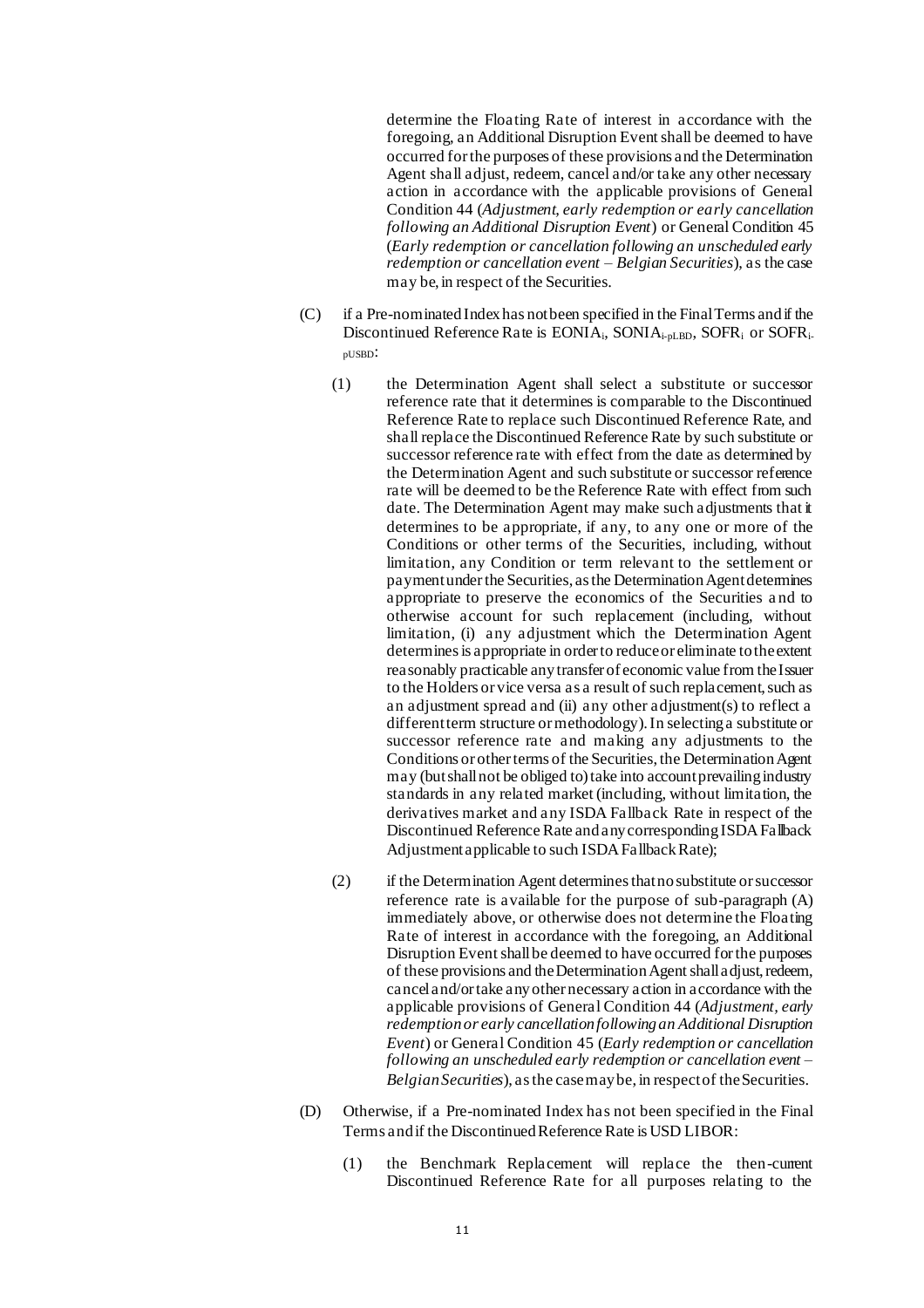determine the Floating Rate of interest in accordance with the foregoing, an Additional Disruption Event shall be deemed to have occurred for the purposes of these provisions and the Determination Agent shall adjust, redeem, cancel and/or take any other necessary action in accordance with the applicable provisions of General Condition 44 (*Adjustment, early redemption or early cancellation following an Additional Disruption Event*) or General Condition 45 (*Early redemption or cancellation following an unscheduled early redemption or cancellation event – Belgian Securities*), as the case may be, in respect of the Securities.

(C) if a Pre-nominated Index has not been specified in the Final Terms and if the Discontinued Reference Rate is $EONIA_i$, $SONIA_{i\text{-}pLBD}$, $SOFR_i$ or $SOFR_{i\text{-}pUSBD}$:

(1) the Determination Agent shall select a substitute or successor reference rate that it determines is comparable to the Discontinued Reference Rate to replace such Discontinued Reference Rate, and shall replace the Discontinued Reference Rate by such substitute or successor reference rate with effect from the date as determined by the Determination Agent and such substitute or successor reference rate will be deemed to be the Reference Rate with effect from such date. The Determination Agent may make such adjustments that it determines to be appropriate, if any, to any one or more of the Conditions or other terms of the Securities, including, without limitation, any Condition or term relevant to the settlement or payment under the Securities, as the Determination Agent determines appropriate to preserve the economics of the Securities and to otherwise account for such replacement (including, without limitation, (i) any adjustment which the Determination Agent determines is appropriate in order to reduce or eliminate to the extent reasonably practicable any transfer of economic value from the Issuer to the Holders or vice versa as a result of such replacement, such as an adjustment spread and (ii) any other adjustment(s) to reflect a different term structure or methodology). In selecting a substitute or successor reference rate and making any adjustments to the Conditions or other terms of the Securities, the Determination Agent may (but shall not be obliged to) take into account prevailing industry standards in any related market (including, without limitation, the derivatives market and any ISDA Fallback Rate in respect of the Discontinued Reference Rate and any corresponding ISDA Fallback Adjustment applicable to such ISDA Fallback Rate);

(2) if the Determination Agent determines that no substitute or successor reference rate is available for the purpose of sub-paragraph (A) immediately above, or otherwise does not determine the Floating Rate of interest in accordance with the foregoing, an Additional Disruption Event shall be deemed to have occurred for the purposes of these provisions and the Determination Agent shall adjust, redeem, cancel and/or take any other necessary action in accordance with the applicable provisions of General Condition 44 (*Adjustment, early redemption or early cancellation following an Additional Disruption Event*) or General Condition 45 (*Early redemption or cancellation following an unscheduled early redemption or cancellation event – Belgian Securities*), as the case may be, in respect of the Securities.

(D) Otherwise, if a Pre-nominated Index has not been specified in the Final Terms and if the Discontinued Reference Rate is USD LIBOR:

(1) the Benchmark Replacement will replace the then-current Discontinued Reference Rate for all purposes relating to the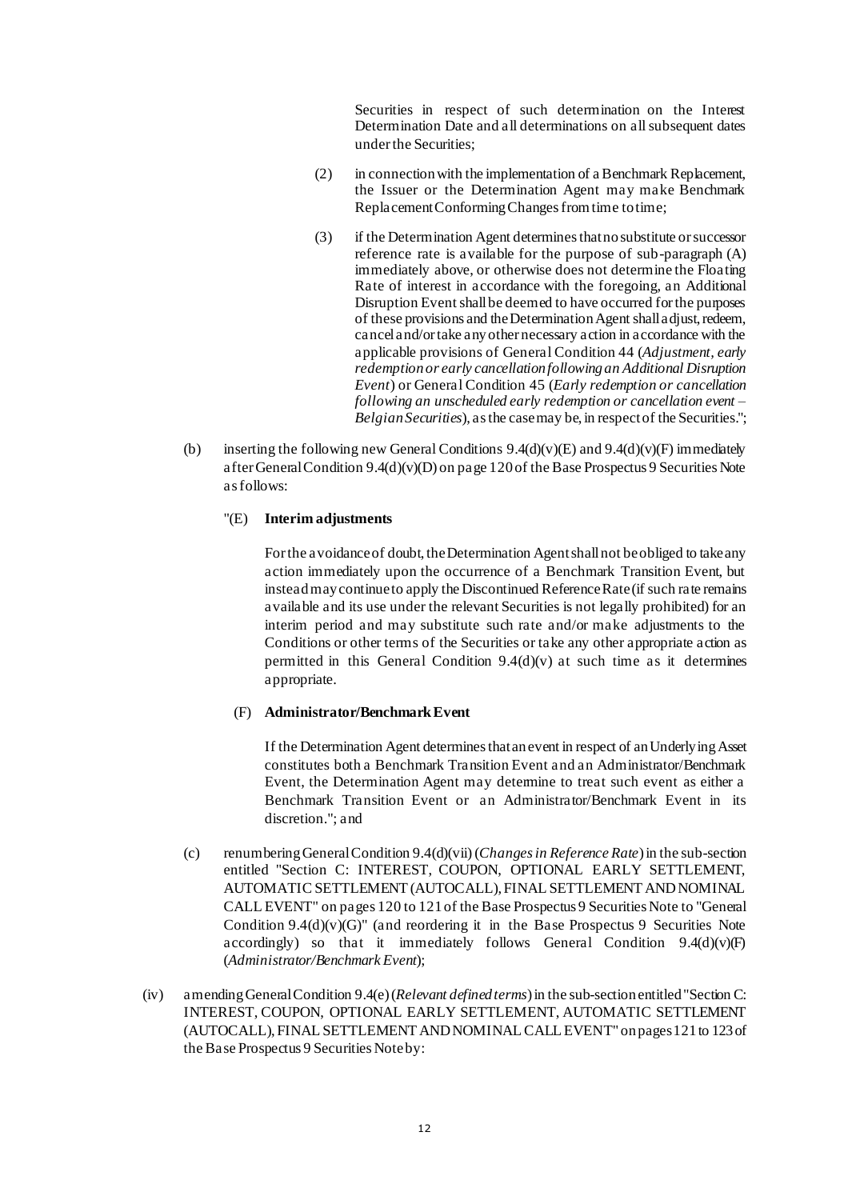Securities in respect of such determination on the Interest Determination Date and all determinations on all subsequent dates under the Securities;

(2) in connection with the implementation of a Benchmark Replacement, the Issuer or the Determination Agent may make Benchmark Replacement Conforming Changes from time to time;

(3) if the Determination Agent determines that no substitute or successor reference rate is available for the purpose of sub-paragraph (A) immediately above, or otherwise does not determine the Floating Rate of interest in accordance with the foregoing, an Additional Disruption Event shall be deemed to have occurred for the purposes of these provisions and the Determination Agent shall adjust, redeem, cancel and/or take any other necessary action in accordance with the applicable provisions of General Condition 44 (*Adjustment, early redemption or early cancellation following an Additional Disruption Event*) or General Condition 45 (*Early redemption or cancellation following an unscheduled early redemption or cancellation event – Belgian Securities*), as the case may be, in respect of the Securities.";

(b) inserting the following new General Conditions 9.4(d)(v)(E) and 9.4(d)(v)(F) immediately after General Condition 9.4(d)(v)(D) on page 120 of the Base Prospectus 9 Securities Note as follows:

"(E) **Interim adjustments**

For the avoidance of doubt, the Determination Agent shall not be obliged to take any action immediately upon the occurrence of a Benchmark Transition Event, but instead may continue to apply the Discontinued Reference Rate (if such rate remains available and its use under the relevant Securities is not legally prohibited) for an interim period and may substitute such rate and/or make adjustments to the Conditions or other terms of the Securities or take any other appropriate action as permitted in this General Condition 9.4(d)(v) at such time as it determines appropriate.

(F) **Administrator/Benchmark Event**

If the Determination Agent determines that an event in respect of an Underlying Asset constitutes both a Benchmark Transition Event and an Administrator/Benchmark Event, the Determination Agent may determine to treat such event as either a Benchmark Transition Event or an Administrator/Benchmark Event in its discretion."; and

(c) renumbering General Condition 9.4(d)(vii) (*Changes in Reference Rate*) in the sub-section entitled "Section C: INTEREST, COUPON, OPTIONAL EARLY SETTLEMENT, AUTOMATIC SETTLEMENT (AUTOCALL), FINAL SETTLEMENT AND NOMINAL CALL EVENT" on pages 120 to 121 of the Base Prospectus 9 Securities Note to "General Condition 9.4(d)(v)(G)" (and reordering it in the Base Prospectus 9 Securities Note accordingly) so that it immediately follows General Condition 9.4(d)(v)(F) (*Administrator/Benchmark Event*);

(iv) amending General Condition 9.4(e) (*Relevant defined terms*) in the sub-section entitled "Section C: INTEREST, COUPON, OPTIONAL EARLY SETTLEMENT, AUTOMATIC SETTLEMENT (AUTOCALL), FINAL SETTLEMENT AND NOMINAL CALL EVENT" on pages 121 to 123 of the Base Prospectus 9 Securities Note by: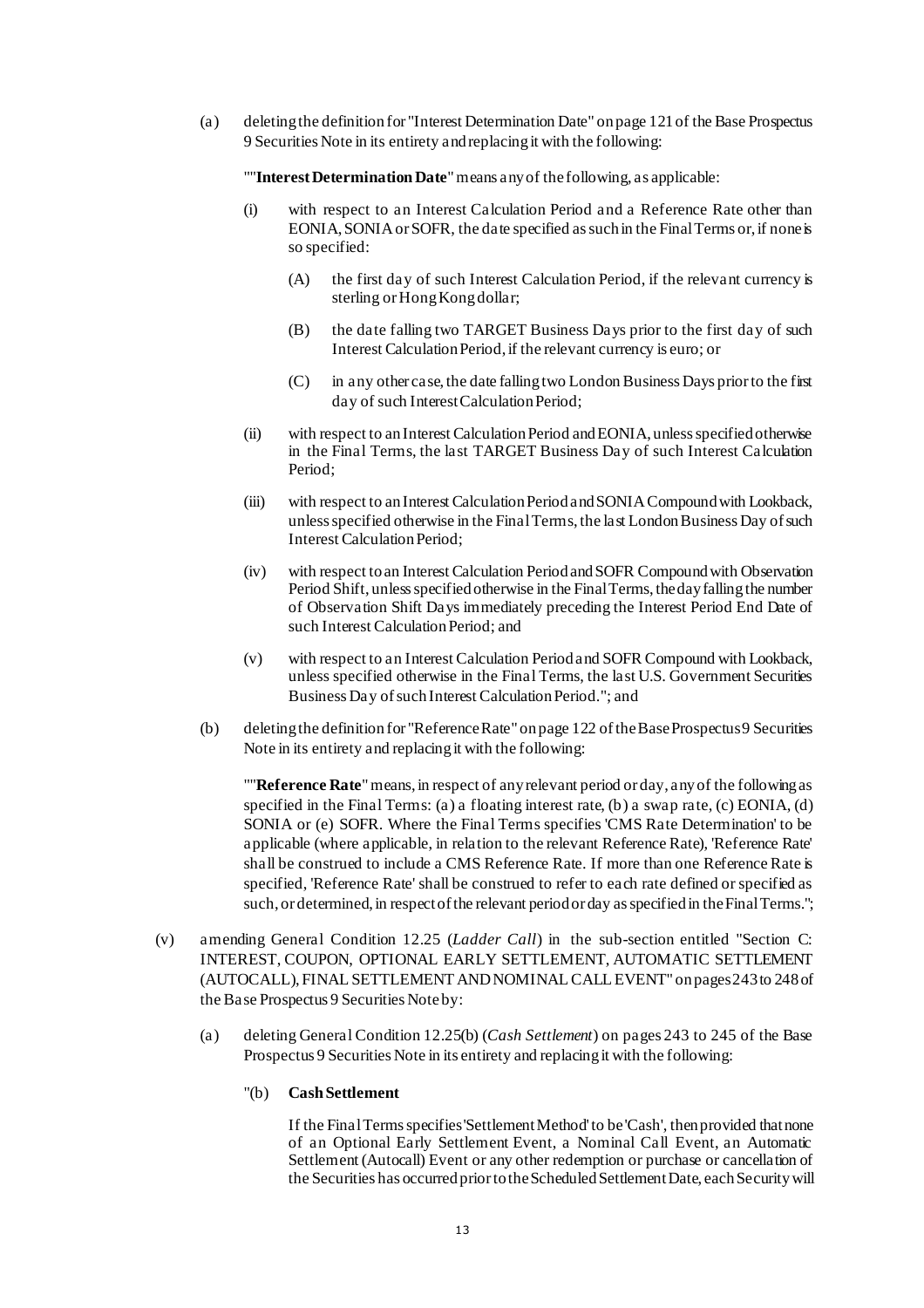(a) deleting the definition for "Interest Determination Date" on page 121 of the Base Prospectus 9 Securities Note in its entirety and replacing it with the following:

""**Interest Determination Date**" means any of the following, as applicable:

(i) with respect to an Interest Calculation Period and a Reference Rate other than EONIA, SONIA or SOFR, the date specified as such in the Final Terms or, if none is so specified:

(A) the first day of such Interest Calculation Period, if the relevant currency is sterling or Hong Kong dollar;

(B) the date falling two TARGET Business Days prior to the first day of such Interest Calculation Period, if the relevant currency is euro; or

(C) in any other case, the date falling two London Business Days prior to the first day of such Interest Calculation Period;

(ii) with respect to an Interest Calculation Period and EONIA, unless specified otherwise in the Final Terms, the last TARGET Business Day of such Interest Calculation Period;

(iii) with respect to an Interest Calculation Period and SONIA Compound with Lookback, unless specified otherwise in the Final Terms, the last London Business Day of such Interest Calculation Period;

(iv) with respect to an Interest Calculation Period and SOFR Compound with Observation Period Shift, unless specified otherwise in the Final Terms, the day falling the number of Observation Shift Days immediately preceding the Interest Period End Date of such Interest Calculation Period; and

(v) with respect to an Interest Calculation Period and SOFR Compound with Lookback, unless specified otherwise in the Final Terms, the last U.S. Government Securities Business Day of such Interest Calculation Period."; and

(b) deleting the definition for "Reference Rate" on page 122 of the Base Prospectus 9 Securities Note in its entirety and replacing it with the following:

""**Reference Rate**" means, in respect of any relevant period or day, any of the following as specified in the Final Terms: (a) a floating interest rate, (b) a swap rate, (c) EONIA, (d) SONIA or (e) SOFR. Where the Final Terms specifies 'CMS Rate Determination' to be applicable (where applicable, in relation to the relevant Reference Rate), 'Reference Rate' shall be construed to include a CMS Reference Rate. If more than one Reference Rate is specified, 'Reference Rate' shall be construed to refer to each rate defined or specified as such, or determined, in respect of the relevant period or day as specified in the Final Terms.";

(v) amending General Condition 12.25 (*Ladder Call*) in the sub-section entitled "Section C: INTEREST, COUPON, OPTIONAL EARLY SETTLEMENT, AUTOMATIC SETTLEMENT (AUTOCALL), FINAL SETTLEMENT AND NOMINAL CALL EVENT" on pages 243 to 248 of the Base Prospectus 9 Securities Note by:

(a) deleting General Condition 12.25(b) (*Cash Settlement*) on pages 243 to 245 of the Base Prospectus 9 Securities Note in its entirety and replacing it with the following:

"(b) **Cash Settlement**

If the Final Terms specifies 'Settlement Method' to be 'Cash', then provided that none of an Optional Early Settlement Event, a Nominal Call Event, an Automatic Settlement (Autocall) Event or any other redemption or purchase or cancellation of the Securities has occurred prior to the Scheduled Settlement Date, each Security will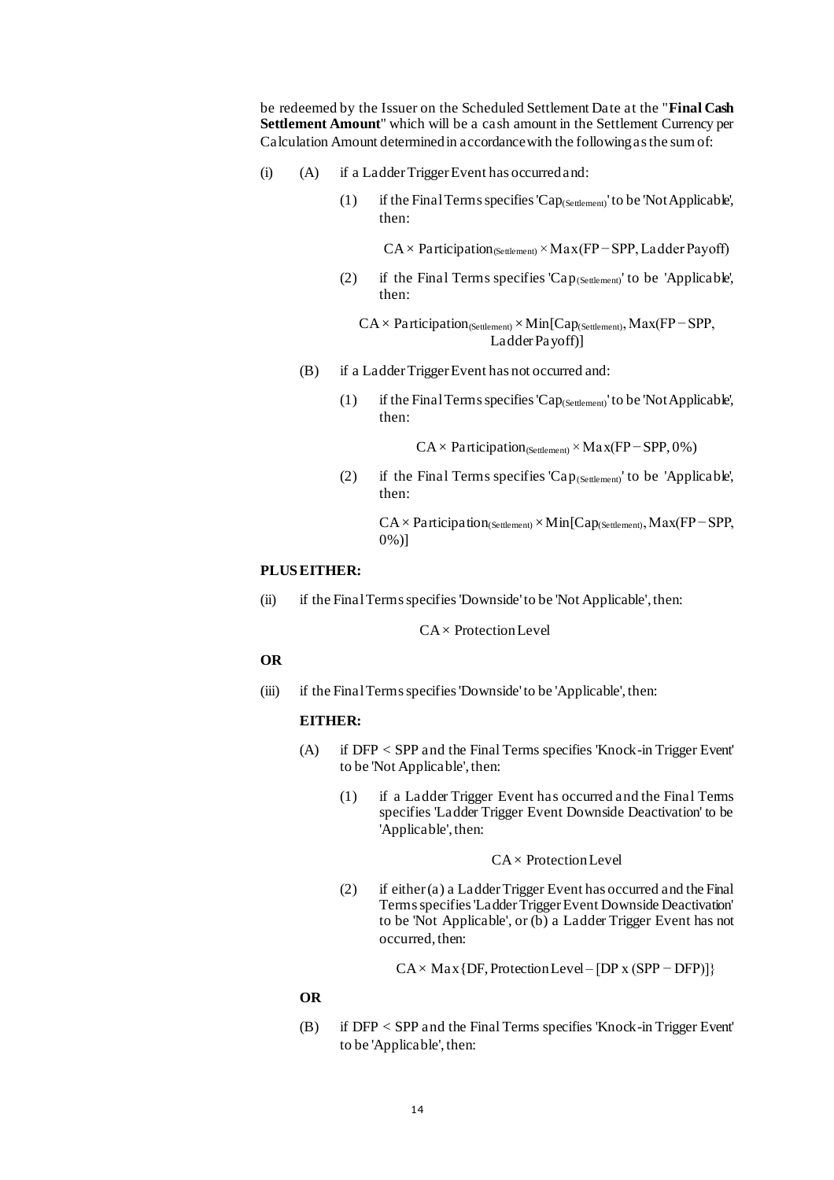be redeemed by the Issuer on the Scheduled Settlement Date at the "**Final Cash Settlement Amount**" which will be a cash amount in the Settlement Currency per Calculation Amount determined in accordance with the following as the sum of:

(i) (A) if a Ladder Trigger Event has occurred and:

(1) if the Final Terms specifies '$\text{Cap}_{(\text{Settlement})}$' to be 'Not Applicable', then:

$$\text{CA} \times \text{Participation}_{(\text{Settlement})} \times \text{Max}(\text{FP} - \text{SPP}, \text{Ladder Payoff})$$

(2) if the Final Terms specifies '$\text{Cap}_{(\text{Settlement})}$' to be 'Applicable', then:

$$\text{CA} \times \text{Participation}_{(\text{Settlement})} \times \text{Min}[\text{Cap}_{(\text{Settlement})}, \text{Max}(\text{FP} - \text{SPP}, \text{Ladder Payoff})]$$

(B) if a Ladder Trigger Event has not occurred and:

(1) if the Final Terms specifies '$\text{Cap}_{(\text{Settlement})}$' to be 'Not Applicable', then:

$$\text{CA} \times \text{Participation}_{(\text{Settlement})} \times \text{Max}(\text{FP} - \text{SPP}, 0\%)$$

(2) if the Final Terms specifies '$\text{Cap}_{(\text{Settlement})}$' to be 'Applicable', then:

$$\text{CA} \times \text{Participation}_{(\text{Settlement})} \times \text{Min}[\text{Cap}_{(\text{Settlement})}, \text{Max}(\text{FP} - \text{SPP}, 0\%)]$$

**PLUS EITHER:**

(ii) if the Final Terms specifies 'Downside' to be 'Not Applicable', then:

$$\text{CA} \times \text{Protection Level}$$

**OR**

(iii) if the Final Terms specifies 'Downside' to be 'Applicable', then:

**EITHER:**

(A) if DFP < SPP and the Final Terms specifies 'Knock-in Trigger Event' to be 'Not Applicable', then:

(1) if a Ladder Trigger Event has occurred and the Final Terms specifies 'Ladder Trigger Event Downside Deactivation' to be 'Applicable', then:

$$\text{CA} \times \text{Protection Level}$$

(2) if either (a) a Ladder Trigger Event has occurred and the Final Terms specifies 'Ladder Trigger Event Downside Deactivation' to be 'Not Applicable', or (b) a Ladder Trigger Event has not occurred, then:

$$\text{CA} \times \text{Max}\{\text{DF}, \text{Protection Level} - [\text{DP} \times (\text{SPP} - \text{DFP})]\}$$

**OR**

(B) if DFP < SPP and the Final Terms specifies 'Knock-in Trigger Event' to be 'Applicable', then: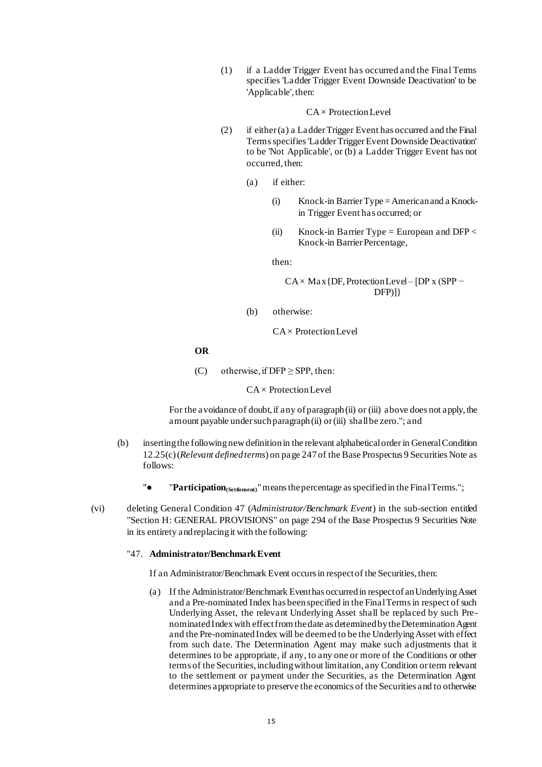(1) if a Ladder Trigger Event has occurred and the Final Terms specifies 'Ladder Trigger Event Downside Deactivation' to be 'Applicable', then:

$$\text{CA} \times \text{Protection Level}$$

(2) if either (a) a Ladder Trigger Event has occurred and the Final Terms specifies 'Ladder Trigger Event Downside Deactivation' to be 'Not Applicable', or (b) a Ladder Trigger Event has not occurred, then:

(a) if either:

(i) Knock-in Barrier Type = American and a Knock-in Trigger Event has occurred; or

(ii) Knock-in Barrier Type = European and DFP < Knock-in Barrier Percentage,

then:

$$\text{CA} \times \text{Max}\{\text{DF}, \text{Protection Level} - [\text{DP x } (\text{SPP} - \text{DFP})]\}$$

(b) otherwise:

$$\text{CA} \times \text{Protection Level}$$

**OR**

(C) otherwise, if DFP ≥ SPP, then:

$$\text{CA} \times \text{Protection Level}$$

For the avoidance of doubt, if any of paragraph (ii) or (iii) above does not apply, the amount payable under such paragraph (ii) or (iii) shall be zero."; and

(b) inserting the following new definition in the relevant alphabetical order in General Condition 12.25(c) (*Relevant defined terms*) on page 247 of the Base Prospectus 9 Securities Note as follows:

"● "**Participation$_{(\text{Settlement})}$**" means the percentage as specified in the Final Terms.";

(vi) deleting General Condition 47 (*Administrator/Benchmark Event*) in the sub-section entitled "Section H: GENERAL PROVISIONS" on page 294 of the Base Prospectus 9 Securities Note in its entirety and replacing it with the following:

"47. **Administrator/Benchmark Event**

If an Administrator/Benchmark Event occurs in respect of the Securities, then:

(a) If the Administrator/Benchmark Event has occurred in respect of an Underlying Asset and a Pre-nominated Index has been specified in the Final Terms in respect of such Underlying Asset, the relevant Underlying Asset shall be replaced by such Pre-nominated Index with effect from the date as determined by the Determination Agent and the Pre-nominated Index will be deemed to be the Underlying Asset with effect from such date. The Determination Agent may make such adjustments that it determines to be appropriate, if any, to any one or more of the Conditions or other terms of the Securities, including without limitation, any Condition or term relevant to the settlement or payment under the Securities, as the Determination Agent determines appropriate to preserve the economics of the Securities and to otherwise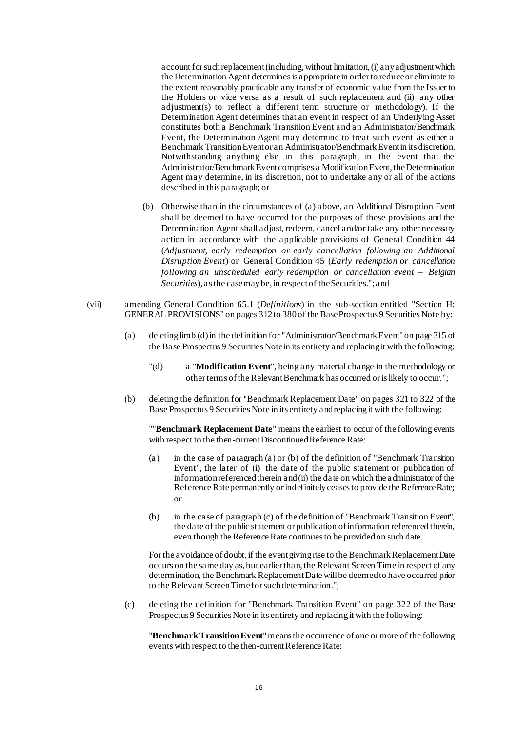account for such replacement (including, without limitation, (i) any adjustment which the Determination Agent determines is appropriate in order to reduce or eliminate to the extent reasonably practicable any transfer of economic value from the Issuer to the Holders or vice versa as a result of such replacement and (ii) any other adjustment(s) to reflect a different term structure or methodology). If the Determination Agent determines that an event in respect of an Underlying Asset constitutes both a Benchmark Transition Event and an Administrator/Benchmark Event, the Determination Agent may determine to treat such event as either a Benchmark Transition Event or an Administrator/Benchmark Event in its discretion. Notwithstanding anything else in this paragraph, in the event that the Administrator/Benchmark Event comprises a Modification Event, the Determination Agent may determine, in its discretion, not to undertake any or all of the actions described in this paragraph; or

(b) Otherwise than in the circumstances of (a) above, an Additional Disruption Event shall be deemed to have occurred for the purposes of these provisions and the Determination Agent shall adjust, redeem, cancel and/or take any other necessary action in accordance with the applicable provisions of General Condition 44 (*Adjustment, early redemption or early cancellation following an Additional Disruption Event*) or General Condition 45 (*Early redemption or cancellation following an unscheduled early redemption or cancellation event – Belgian Securities*), as the case may be, in respect of the Securities."; and

(vii) amending General Condition 65.1 (*Definitions*) in the sub-section entitled "Section H: GENERAL PROVISIONS" on pages 312 to 380 of the Base Prospectus 9 Securities Note by:

(a) deleting limb (d) in the definition for "Administrator/Benchmark Event" on page 315 of the Base Prospectus 9 Securities Note in its entirety and replacing it with the following:

"(d) a "**Modification Event**", being any material change in the methodology or other terms of the Relevant Benchmark has occurred or is likely to occur.";

(b) deleting the definition for "Benchmark Replacement Date" on pages 321 to 322 of the Base Prospectus 9 Securities Note in its entirety and replacing it with the following:

""**Benchmark Replacement Date**" means the earliest to occur of the following events with respect to the then-current Discontinued Reference Rate:

(a) in the case of paragraph (a) or (b) of the definition of "Benchmark Transition Event", the later of (i) the date of the public statement or publication of information referenced therein and (ii) the date on which the administrator of the Reference Rate permanently or indefinitely ceases to provide the Reference Rate; or

(b) in the case of paragraph (c) of the definition of "Benchmark Transition Event", the date of the public statement or publication of information referenced therein, even though the Reference Rate continues to be provided on such date.

For the avoidance of doubt, if the event giving rise to the Benchmark Replacement Date occurs on the same day as, but earlier than, the Relevant Screen Time in respect of any determination, the Benchmark Replacement Date will be deemed to have occurred prior to the Relevant Screen Time for such determination.";

(c) deleting the definition for "Benchmark Transition Event" on page 322 of the Base Prospectus 9 Securities Note in its entirety and replacing it with the following:

"**Benchmark Transition Event**" means the occurrence of one or more of the following events with respect to the then-current Reference Rate: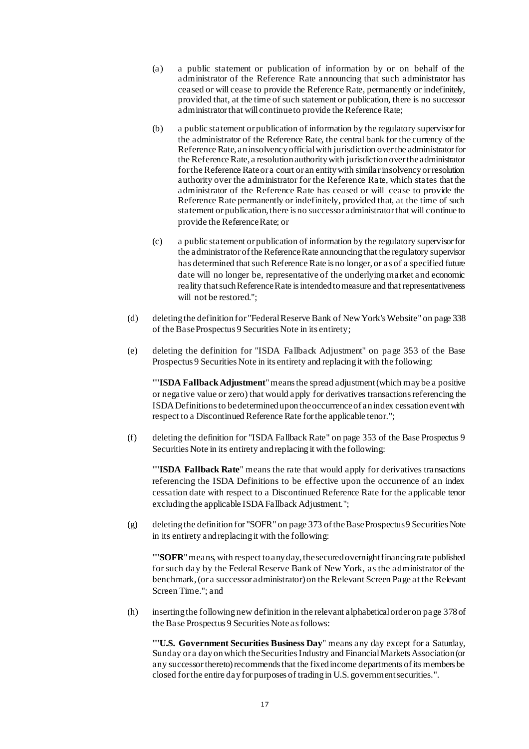(a) a public statement or publication of information by or on behalf of the administrator of the Reference Rate announcing that such administrator has ceased or will cease to provide the Reference Rate, permanently or indefinitely, provided that, at the time of such statement or publication, there is no successor administrator that will continue to provide the Reference Rate;

(b) a public statement or publication of information by the regulatory supervisor for the administrator of the Reference Rate, the central bank for the currency of the Reference Rate, an insolvency official with jurisdiction over the administrator for the Reference Rate, a resolution authority with jurisdiction over the administrator for the Reference Rate or a court or an entity with similar insolvency or resolution authority over the administrator for the Reference Rate, which states that the administrator of the Reference Rate has ceased or will cease to provide the Reference Rate permanently or indefinitely, provided that, at the time of such statement or publication, there is no successor administrator that will continue to provide the Reference Rate; or

(c) a public statement or publication of information by the regulatory supervisor for the administrator of the Reference Rate announcing that the regulatory supervisor has determined that such Reference Rate is no longer, or as of a specified future date will no longer be, representative of the underlying market and economic reality that such Reference Rate is intended to measure and that representativeness will not be restored.";

(d) deleting the definition for "Federal Reserve Bank of New York's Website" on page 338 of the Base Prospectus 9 Securities Note in its entirety;

(e) deleting the definition for "ISDA Fallback Adjustment" on page 353 of the Base Prospectus 9 Securities Note in its entirety and replacing it with the following:

""**ISDA Fallback Adjustment**" means the spread adjustment (which may be a positive or negative value or zero) that would apply for derivatives transactions referencing the ISDA Definitions to be determined upon the occurrence of an index cessation event with respect to a Discontinued Reference Rate for the applicable tenor.";

(f) deleting the definition for "ISDA Fallback Rate" on page 353 of the Base Prospectus 9 Securities Note in its entirety and replacing it with the following:

""**ISDA Fallback Rate**" means the rate that would apply for derivatives transactions referencing the ISDA Definitions to be effective upon the occurrence of an index cessation date with respect to a Discontinued Reference Rate for the applicable tenor excluding the applicable ISDA Fallback Adjustment.";

(g) deleting the definition for "SOFR" on page 373 of the Base Prospectus 9 Securities Note in its entirety and replacing it with the following:

""**SOFR**" means, with respect to any day, the secured overnight financing rate published for such day by the Federal Reserve Bank of New York, as the administrator of the benchmark, (or a successor administrator) on the Relevant Screen Page at the Relevant Screen Time."; and

(h) inserting the following new definition in the relevant alphabetical order on page 378 of the Base Prospectus 9 Securities Note as follows:

""**U.S. Government Securities Business Day**" means any day except for a Saturday, Sunday or a day on which the Securities Industry and Financial Markets Association (or any successor thereto) recommends that the fixed income departments of its members be closed for the entire day for purposes of trading in U.S. government securities.".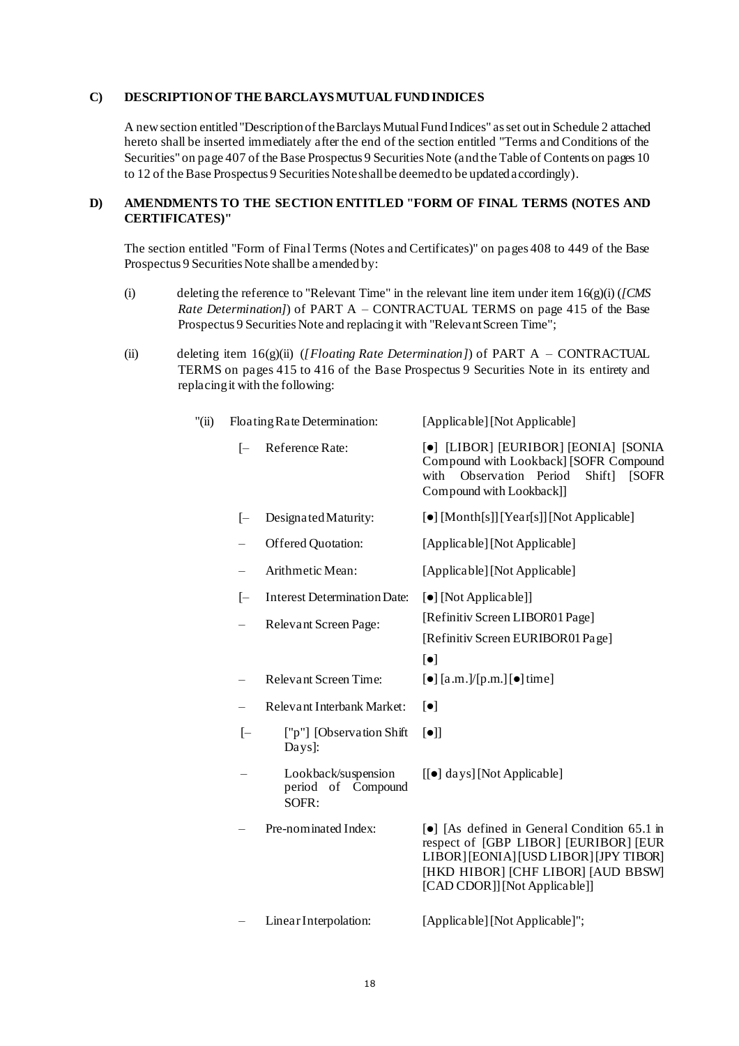**C) DESCRIPTION OF THE BARCLAYS MUTUAL FUND INDICES**

A new section entitled "Description of the Barclays Mutual Fund Indices" as set out in Schedule 2 attached hereto shall be inserted immediately after the end of the section entitled "Terms and Conditions of the Securities" on page 407 of the Base Prospectus 9 Securities Note (and the Table of Contents on pages 10 to 12 of the Base Prospectus 9 Securities Note shall be deemed to be updated accordingly).

**D) AMENDMENTS TO THE SECTION ENTITLED "FORM OF FINAL TERMS (NOTES AND CERTIFICATES)"**

The section entitled "Form of Final Terms (Notes and Certificates)" on pages 408 to 449 of the Base Prospectus 9 Securities Note shall be amended by:

(i) deleting the reference to "Relevant Time" in the relevant line item under item 16(g)(i) (*[CMS Rate Determination]*) of PART A – CONTRACTUAL TERMS on page 415 of the Base Prospectus 9 Securities Note and replacing it with "Relevant Screen Time";

(ii) deleting item 16(g)(ii) (*[Floating Rate Determination]*) of PART A – CONTRACTUAL TERMS on pages 415 to 416 of the Base Prospectus 9 Securities Note in its entirety and replacing it with the following:

| | | |
|---|---|---|
| "(ii) | Floating Rate Determination: | [Applicable] [Not Applicable] |
| [– | Reference Rate: | [●] [LIBOR] [EURIBOR] [EONIA] [SONIA Compound with Lookback] [SOFR Compound with Observation Period Shift] [SOFR Compound with Lookback]] |
| [– | Designated Maturity: | [●] [Month[s]] [Year[s]] [Not Applicable] |
| – | Offered Quotation: | [Applicable] [Not Applicable] |
| – | Arithmetic Mean: | [Applicable] [Not Applicable] |
| [– | Interest Determination Date: | [●] [Not Applicable]] |
| – | Relevant Screen Page: | [Refinitiv Screen LIBOR01 Page] [Refinitiv Screen EURIBOR01 Page] [●] |
| – | Relevant Screen Time: | [●] [a.m.]/[p.m.] [●] time] |
| – | Relevant Interbank Market: | [●] |
| [– | ["p"] [Observation Shift Days]: | [●]] |
| – | Lookback/suspension period of Compound SOFR: | [[●] days] [Not Applicable] |
| – | Pre-nominated Index: | [●] [As defined in General Condition 65.1 in respect of [GBP LIBOR] [EURIBOR] [EUR LIBOR] [EONIA] [USD LIBOR] [JPY TIBOR] [HKD HIBOR] [CHF LIBOR] [AUD BBSW] [CAD CDOR]] [Not Applicable]] |
| – | Linear Interpolation: | [Applicable] [Not Applicable]"; |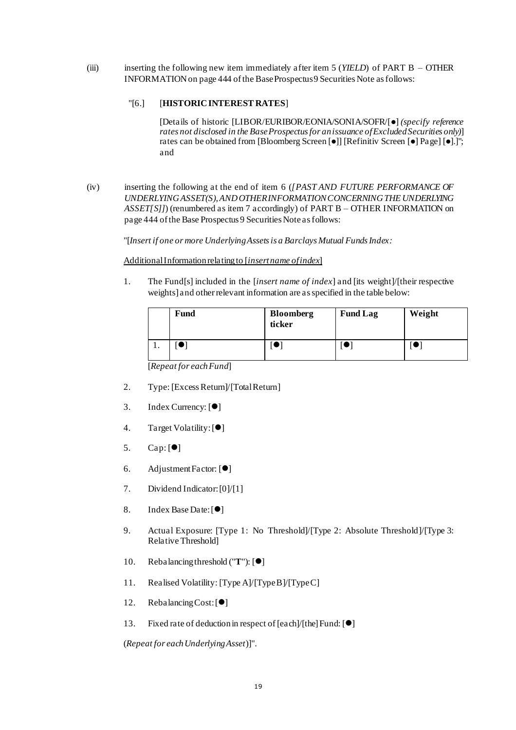(iii) inserting the following new item immediately after item 5 (*YIELD*) of PART B – OTHER INFORMATION on page 444 of the Base Prospectus 9 Securities Note as follows:

"[6.] [**HISTORIC INTEREST RATES**]

[Details of historic [LIBOR/EURIBOR/EONIA/SONIA/SOFR/[●] *(specify reference rates not disclosed in the Base Prospectus for an issuance of Excluded Securities only)*] rates can be obtained from [Bloomberg Screen [●]] [Refinitiv Screen [●] Page] [●].]"; and

(iv) inserting the following at the end of item 6 (*[PAST AND FUTURE PERFORMANCE OF UNDERLYING ASSET(S), AND OTHER INFORMATION CONCERNING THE UNDERLYING ASSET[S]]*) (renumbered as item 7 accordingly) of PART B – OTHER INFORMATION on page 444 of the Base Prospectus 9 Securities Note as follows:

"[*Insert if one or more Underlying Assets is a Barclays Mutual Funds Index:*

Additional Information relating to [*insert name of index*]

1. The Fund[s] included in the [*insert name of index*] and [its weight]/[their respective weights] and other relevant information are as specified in the table below:

| | **Fund** | **Bloomberg ticker** | **Fund Lag** | **Weight** |
|---|---|---|---|---|
| 1. | [●] | [●] | [●] | [●] |

[*Repeat for each Fund*]

2. Type: [Excess Return]/[Total Return]
3. Index Currency: [●]
4. Target Volatility: [●]
5. Cap: [●]
6. Adjustment Factor: [●]
7. Dividend Indicator: [0]/[1]
8. Index Base Date: [●]
9. Actual Exposure: [Type 1: No Threshold]/[Type 2: Absolute Threshold]/[Type 3: Relative Threshold]
10. Rebalancing threshold ("**T**"): [●]
11. Realised Volatility: [Type A]/[Type B]/[Type C]
12. Rebalancing Cost: [●]
13. Fixed rate of deduction in respect of [each]/[the] Fund: [●]

(*Repeat for each Underlying Asset*)]".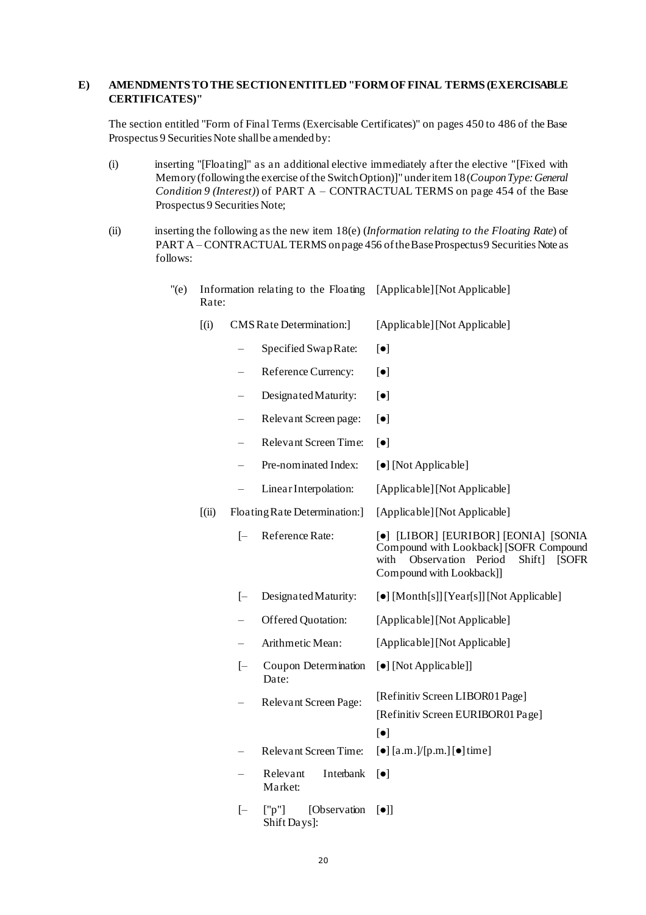**E) AMENDMENTS TO THE SECTION ENTITLED "FORM OF FINAL TERMS (EXERCISABLE CERTIFICATES)"**

The section entitled "Form of Final Terms (Exercisable Certificates)" on pages 450 to 486 of the Base Prospectus 9 Securities Note shall be amended by:

(i) inserting "[Floating]" as an additional elective immediately after the elective "[Fixed with Memory (following the exercise of the Switch Option)]" under item 18 (*Coupon Type: General Condition 9 (Interest)*) of PART A – CONTRACTUAL TERMS on page 454 of the Base Prospectus 9 Securities Note;

(ii) inserting the following as the new item 18(e) (*Information relating to the Floating Rate*) of PART A – CONTRACTUAL TERMS on page 456 of the Base Prospectus 9 Securities Note as follows:

| | | |
|---|---|---|
| "(e) | Information relating to the Floating Rate: | [Applicable] [Not Applicable] |
| | [(i) CMS Rate Determination:] | [Applicable] [Not Applicable] |
| | – Specified Swap Rate: | [●] |
| | – Reference Currency: | [●] |
| | – Designated Maturity: | [●] |
| | – Relevant Screen page: | [●] |
| | – Relevant Screen Time: | [●] |
| | – Pre-nominated Index: | [●] [Not Applicable] |
| | – Linear Interpolation: | [Applicable] [Not Applicable] |
| | [(ii) Floating Rate Determination:] | [Applicable] [Not Applicable] |
| | [– Reference Rate: | [●] [LIBOR] [EURIBOR] [EONIA] [SONIA Compound with Lookback] [SOFR Compound with Observation Period Shift] [SOFR Compound with Lookback]] |
| | [– Designated Maturity: | [●] [Month[s]] [Year[s]] [Not Applicable] |
| | – Offered Quotation: | [Applicable] [Not Applicable] |
| | – Arithmetic Mean: | [Applicable] [Not Applicable] |
| | [– Coupon Determination Date: | [●] [Not Applicable]] |
| | – Relevant Screen Page: | [Refinitiv Screen LIBOR01 Page] [Refinitiv Screen EURIBOR01 Page] [●] |
| | – Relevant Screen Time: | [●] [a.m.]/[p.m.] [●] time] |
| | – Relevant Interbank Market: | [●] |
| | [– ["p"] [Observation Shift Days]: | [●]] |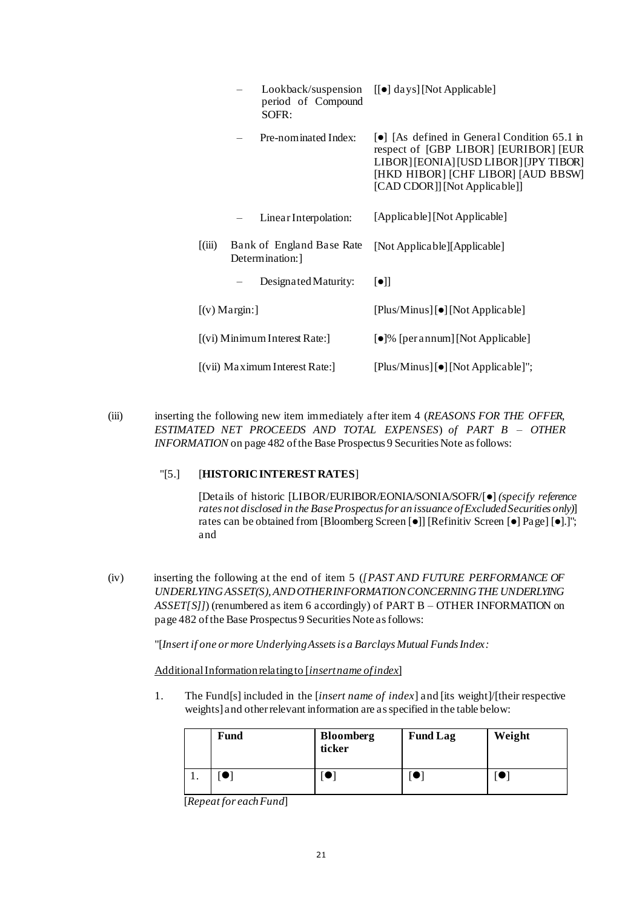| | |
|---|---|
| – Lookback/suspension period of Compound SOFR: | [[●] days] [Not Applicable] |
| – Pre-nominated Index: | [●] [As defined in General Condition 65.1 in respect of [GBP LIBOR] [EURIBOR] [EUR LIBOR] [EONIA] [USD LIBOR] [JPY TIBOR] [HKD HIBOR] [CHF LIBOR] [AUD BBSW] [CAD CDOR]] [Not Applicable]] |
| – Linear Interpolation: | [Applicable] [Not Applicable] |
| [(iii) Bank of England Base Rate Determination:] | [Not Applicable][Applicable] |
| – Designated Maturity: | [●]] |
| [(v) Margin:] | [Plus/Minus] [●] [Not Applicable] |
| [(vi) Minimum Interest Rate:] | [●]% [per annum] [Not Applicable] |
| [(vii) Maximum Interest Rate:] | [Plus/Minus] [●] [Not Applicable]"; |

(iii) inserting the following new item immediately after item 4 (*REASONS FOR THE OFFER, ESTIMATED NET PROCEEDS AND TOTAL EXPENSES*) *of PART B – OTHER INFORMATION* on page 482 of the Base Prospectus 9 Securities Note as follows:

"[5.] [**HISTORIC INTEREST RATES**]

[Details of historic [LIBOR/EURIBOR/EONIA/SONIA/SOFR/[●] *(specify reference rates not disclosed in the Base Prospectus for an issuance of Excluded Securities only)*] rates can be obtained from [Bloomberg Screen [●]] [Refinitiv Screen [●] Page] [●].]"; and

(iv) inserting the following at the end of item 5 (*[PAST AND FUTURE PERFORMANCE OF UNDERLYING ASSET(S), AND OTHER INFORMATION CONCERNING THE UNDERLYING ASSET[S]]*) (renumbered as item 6 accordingly) of PART B – OTHER INFORMATION on page 482 of the Base Prospectus 9 Securities Note as follows:

"[*Insert if one or more Underlying Assets is a Barclays Mutual Funds Index:*

Additional Information relating to [*insert name of index*]

1. The Fund[s] included in the [*insert name of index*] and [its weight]/[their respective weights] and other relevant information are as specified in the table below:

| | Fund | Bloomberg ticker | Fund Lag | Weight |
|---|---|---|---|---|
| 1. | [●] | [●] | [●] | [●] |

[*Repeat for each Fund*]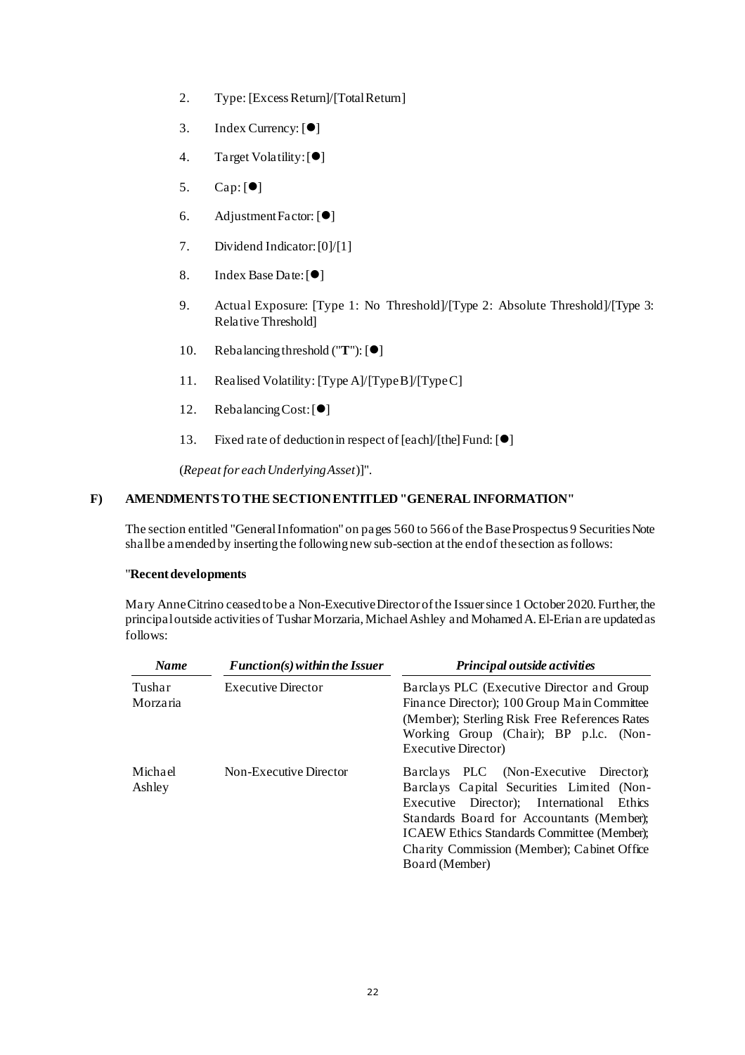2. Type: [Excess Return]/[Total Return]

3. Index Currency: [●]

4. Target Volatility: [●]

5. Cap: [●]

6. Adjustment Factor: [●]

7. Dividend Indicator: [0]/[1]

8. Index Base Date: [●]

9. Actual Exposure: [Type 1: No Threshold]/[Type 2: Absolute Threshold]/[Type 3: Relative Threshold]

10. Rebalancing threshold ("**T**"): [●]

11. Realised Volatility: [Type A]/[Type B]/[Type C]

12. Rebalancing Cost: [●]

13. Fixed rate of deduction in respect of [each]/[the] Fund: [●]

(*Repeat for each Underlying Asset*)]".

**F) AMENDMENTS TO THE SECTION ENTITLED "GENERAL INFORMATION"**

The section entitled "General Information" on pages 560 to 566 of the Base Prospectus 9 Securities Note shall be amended by inserting the following new sub-section at the end of the section as follows:

"**Recent developments**

Mary Anne Citrino ceased to be a Non-Executive Director of the Issuer since 1 October 2020. Further, the principal outside activities of Tushar Morzaria, Michael Ashley and Mohamed A. El-Erian are updated as follows:

| *Name* | *Function(s) within the Issuer* | *Principal outside activities* |
|---|---|---|
| Tushar Morzaria | Executive Director | Barclays PLC (Executive Director and Group Finance Director); 100 Group Main Committee (Member); Sterling Risk Free References Rates Working Group (Chair); BP p.l.c. (Non-Executive Director) |
| Michael Ashley | Non-Executive Director | Barclays PLC (Non-Executive Director); Barclays Capital Securities Limited (Non-Executive Director); International Ethics Standards Board for Accountants (Member); ICAEW Ethics Standards Committee (Member); Charity Commission (Member); Cabinet Office Board (Member) |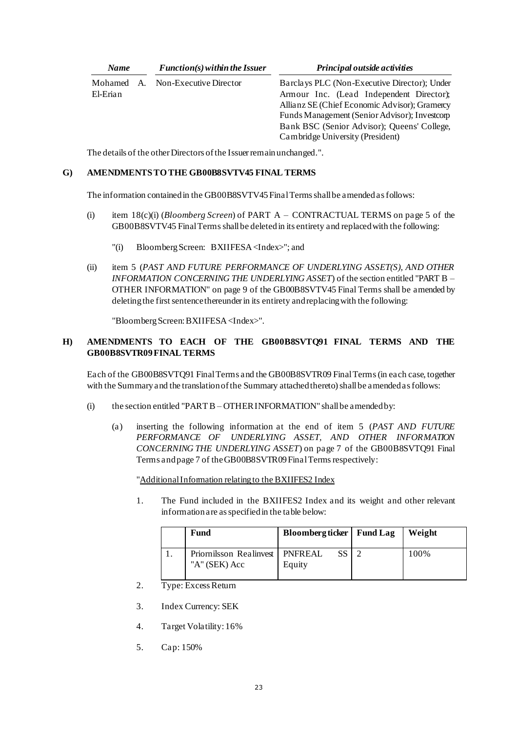| *Name* | *Function(s) within the Issuer* | *Principal outside activities* |
|---|---|---|
| Mohamed A. El-Erian | Non-Executive Director | Barclays PLC (Non-Executive Director); Under Armour Inc. (Lead Independent Director); Allianz SE (Chief Economic Advisor); Gramercy Funds Management (Senior Advisor); Investcorp Bank BSC (Senior Advisor); Queens' College, Cambridge University (President) |

The details of the other Directors of the Issuer remain unchanged.".

**G) AMENDMENTS TO THE GB00B8SVTV45 FINAL TERMS**

The information contained in the GB00B8SVTV45 Final Terms shall be amended as follows:

(i) item 18(c)(i) (*Bloomberg Screen*) of PART A – CONTRACTUAL TERMS on page 5 of the GB00B8SVTV45 Final Terms shall be deleted in its entirety and replaced with the following:

"(i) Bloomberg Screen: BXIIFESA <Index>"; and

(ii) item 5 (*PAST AND FUTURE PERFORMANCE OF UNDERLYING ASSET(S), AND OTHER INFORMATION CONCERNING THE UNDERLYING ASSET*) of the section entitled "PART B – OTHER INFORMATION" on page 9 of the GB00B8SVTV45 Final Terms shall be amended by deleting the first sentence thereunder in its entirety and replacing with the following:

"Bloomberg Screen: BXIIFESA <Index>".

**H) AMENDMENTS TO EACH OF THE GB00B8SVTQ91 FINAL TERMS AND THE GB00B8SVTR09 FINAL TERMS**

Each of the GB00B8SVTQ91 Final Terms and the GB00B8SVTR09 Final Terms (in each case, together with the Summary and the translation of the Summary attached thereto) shall be amended as follows:

(i) the section entitled "PART B – OTHER INFORMATION" shall be amended by:

(a) inserting the following information at the end of item 5 (*PAST AND FUTURE PERFORMANCE OF UNDERLYING ASSET, AND OTHER INFORMATION CONCERNING THE UNDERLYING ASSET*) on page 7 of the GB00B8SVTQ91 Final Terms and page 7 of the GB00B8SVTR09 Final Terms respectively:

"Additional Information relating to the BXIIFES2 Index

1. The Fund included in the BXIIFES2 Index and its weight and other relevant information are as specified in the table below:

| | Fund | Bloomberg ticker | Fund Lag | Weight |
|---|---|---|---|---|
| 1. | Priornilsson Realinvest "A" (SEK) Acc | PNFREAL SS Equity | 2 | 100% |

2. Type: Excess Return

3. Index Currency: SEK

4. Target Volatility: 16%

5. Cap: 150%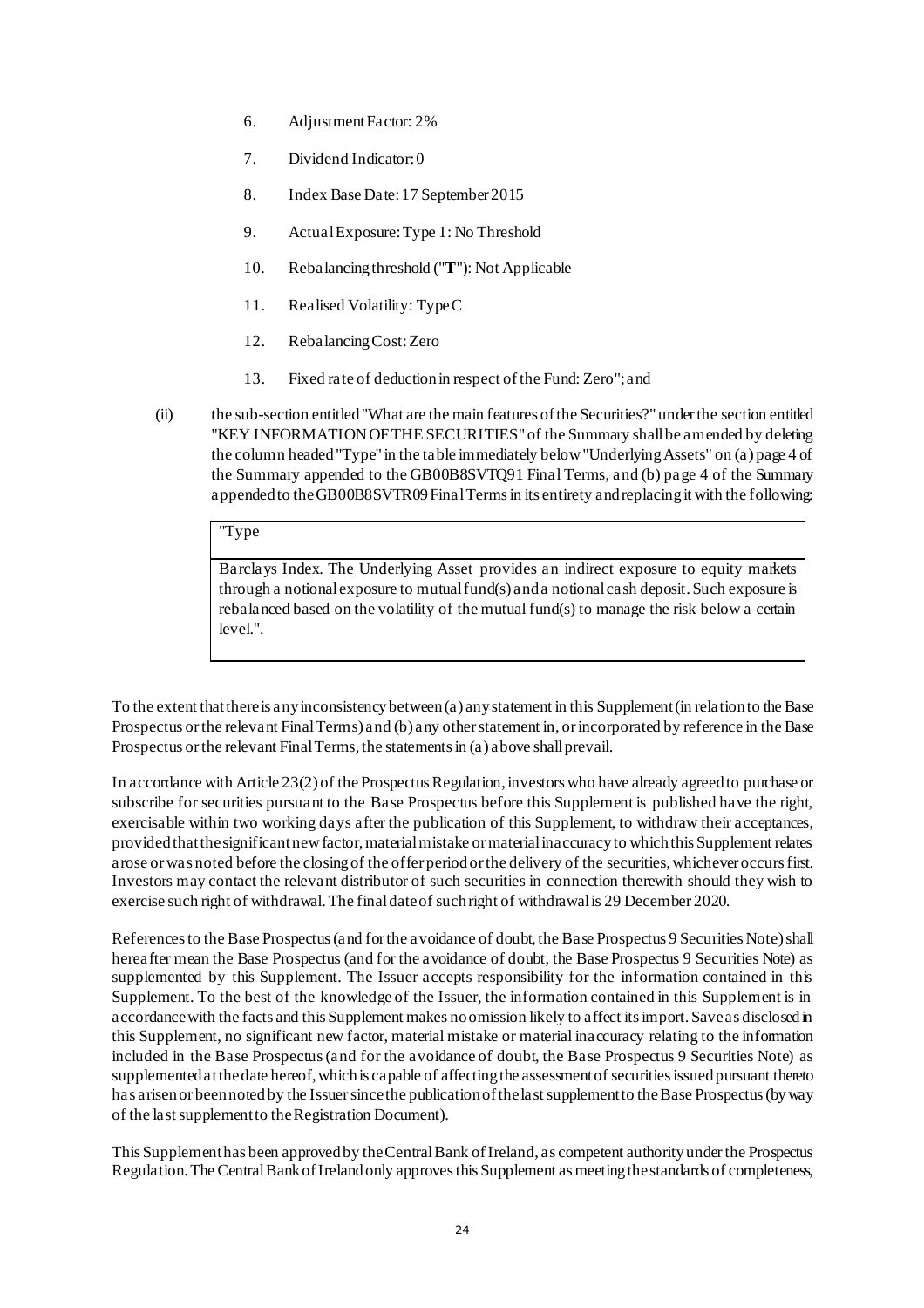6. Adjustment Factor: 2%

7. Dividend Indicator: 0

8. Index Base Date: 17 September 2015

9. Actual Exposure: Type 1: No Threshold

10. Rebalancing threshold ("**T**"): Not Applicable

11. Realised Volatility: Type C

12. Rebalancing Cost: Zero

13. Fixed rate of deduction in respect of the Fund: Zero"; and

(ii) the sub-section entitled "What are the main features of the Securities?" under the section entitled "KEY INFORMATION OF THE SECURITIES" of the Summary shall be amended by deleting the column headed "Type" in the table immediately below "Underlying Assets" on (a) page 4 of the Summary appended to the GB00B8SVTQ91 Final Terms, and (b) page 4 of the Summary appended to the GB00B8SVTR09 Final Terms in its entirety and replacing it with the following:

| "Type |
| --- |
| Barclays Index. The Underlying Asset provides an indirect exposure to equity markets through a notional exposure to mutual fund(s) and a notional cash deposit. Such exposure is rebalanced based on the volatility of the mutual fund(s) to manage the risk below a certain level.". |

To the extent that there is any inconsistency between (a) any statement in this Supplement (in relation to the Base Prospectus or the relevant Final Terms) and (b) any other statement in, or incorporated by reference in the Base Prospectus or the relevant Final Terms, the statements in (a) above shall prevail.

In accordance with Article 23(2) of the Prospectus Regulation, investors who have already agreed to purchase or subscribe for securities pursuant to the Base Prospectus before this Supplement is published have the right, exercisable within two working days after the publication of this Supplement, to withdraw their acceptances, provided that the significant new factor, material mistake or material inaccuracy to which this Supplement relates arose or was noted before the closing of the offer period or the delivery of the securities, whichever occurs first. Investors may contact the relevant distributor of such securities in connection therewith should they wish to exercise such right of withdrawal. The final date of such right of withdrawal is 29 December 2020.

References to the Base Prospectus (and for the avoidance of doubt, the Base Prospectus 9 Securities Note) shall hereafter mean the Base Prospectus (and for the avoidance of doubt, the Base Prospectus 9 Securities Note) as supplemented by this Supplement. The Issuer accepts responsibility for the information contained in this Supplement. To the best of the knowledge of the Issuer, the information contained in this Supplement is in accordance with the facts and this Supplement makes no omission likely to affect its import. Save as disclosed in this Supplement, no significant new factor, material mistake or material inaccuracy relating to the information included in the Base Prospectus (and for the avoidance of doubt, the Base Prospectus 9 Securities Note) as supplemented at the date hereof, which is capable of affecting the assessment of securities issued pursuant thereto has arisen or been noted by the Issuer since the publication of the last supplement to the Base Prospectus (by way of the last supplement to the Registration Document).

This Supplement has been approved by the Central Bank of Ireland, as competent authority under the Prospectus Regulation. The Central Bank of Ireland only approves this Supplement as meeting the standards of completeness,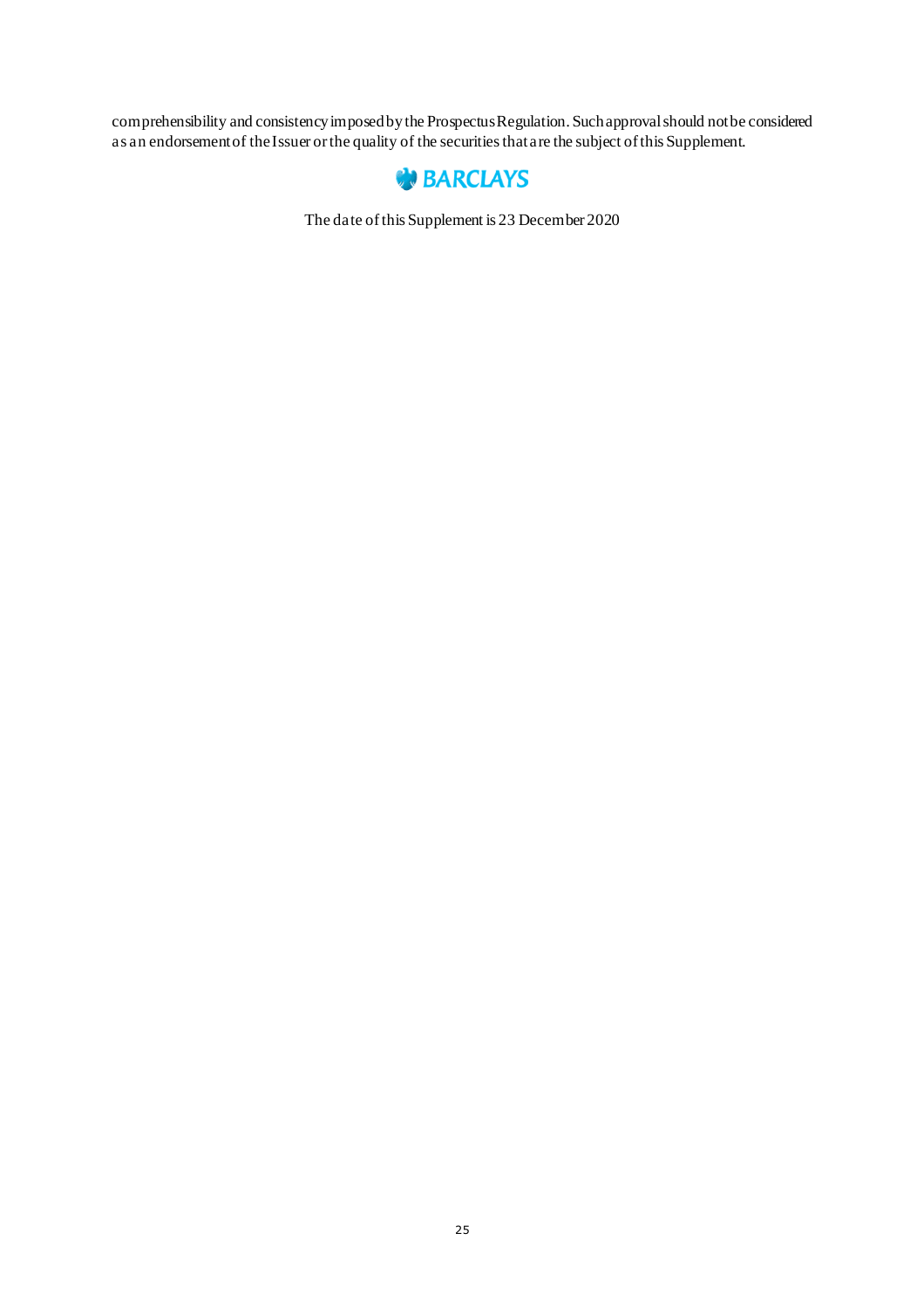comprehensibility and consistency imposed by the Prospectus Regulation. Such approval should not be considered as an endorsement of the Issuer or the quality of the securities that are the subject of this Supplement.

BARCLAYS

The date of this Supplement is 23 December 2020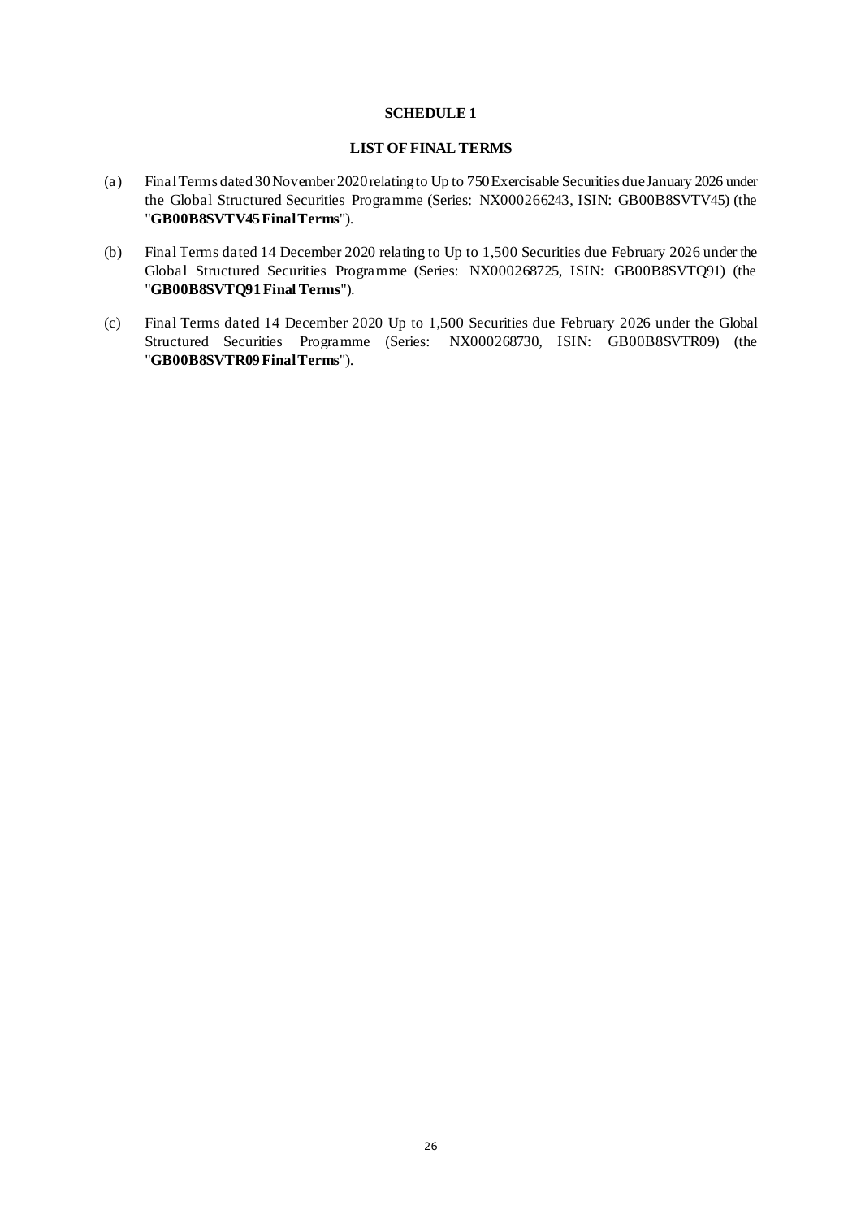**SCHEDULE 1**

**LIST OF FINAL TERMS**

(a) Final Terms dated 30 November 2020 relating to Up to 750 Exercisable Securities due January 2026 under the Global Structured Securities Programme (Series: NX000266243, ISIN: GB00B8SVTV45) (the "**GB00B8SVTV45 Final Terms**").

(b) Final Terms dated 14 December 2020 relating to Up to 1,500 Securities due February 2026 under the Global Structured Securities Programme (Series: NX000268725, ISIN: GB00B8SVTQ91) (the "**GB00B8SVTQ91 Final Terms**").

(c) Final Terms dated 14 December 2020 Up to 1,500 Securities due February 2026 under the Global Structured Securities Programme (Series: NX000268730, ISIN: GB00B8SVTR09) (the "**GB00B8SVTR09 Final Terms**").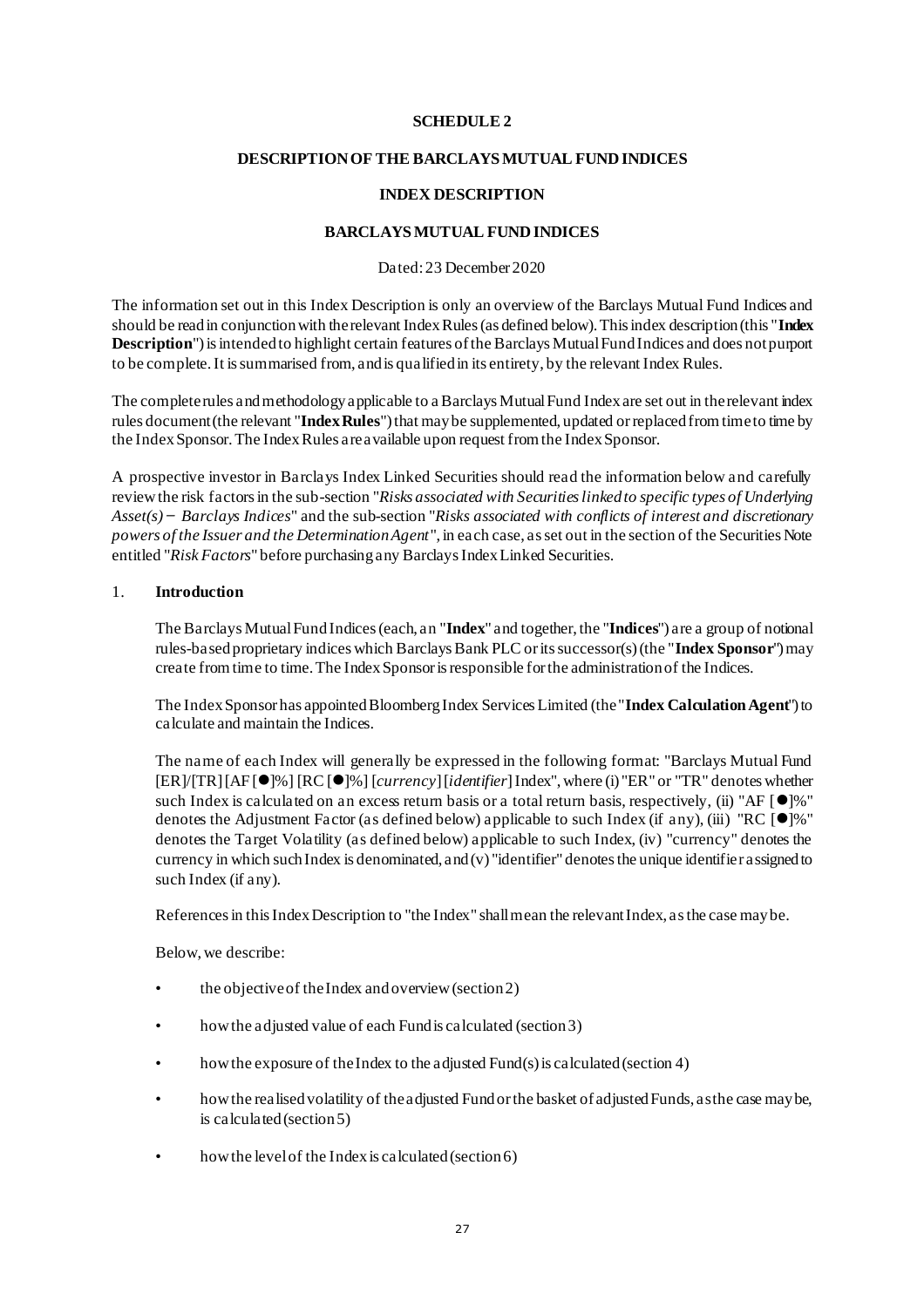**SCHEDULE 2**

**DESCRIPTION OF THE BARCLAYS MUTUAL FUND INDICES**

**INDEX DESCRIPTION**

**BARCLAYS MUTUAL FUND INDICES**

Dated: 23 December 2020

The information set out in this Index Description is only an overview of the Barclays Mutual Fund Indices and should be read in conjunction with the relevant Index Rules (as defined below). This index description (this "**Index Description**") is intended to highlight certain features of the Barclays Mutual Fund Indices and does not purport to be complete. It is summarised from, and is qualified in its entirety, by the relevant Index Rules.

The complete rules and methodology applicable to a Barclays Mutual Fund Index are set out in the relevant index rules document (the relevant "**Index Rules**") that may be supplemented, updated or replaced from time to time by the Index Sponsor. The Index Rules are available upon request from the Index Sponsor.

A prospective investor in Barclays Index Linked Securities should read the information below and carefully review the risk factors in the sub-section "*Risks associated with Securities linked to specific types of Underlying Asset(s) − Barclays Indices*" and the sub-section "*Risks associated with conflicts of interest and discretionary powers of the Issuer and the Determination Agent*", in each case, as set out in the section of the Securities Note entitled "*Risk Factors*" before purchasing any Barclays Index Linked Securities.

1. **Introduction**

The Barclays Mutual Fund Indices (each, an "**Index**" and together, the "**Indices**") are a group of notional rules-based proprietary indices which Barclays Bank PLC or its successor(s) (the "**Index Sponsor**") may create from time to time. The Index Sponsor is responsible for the administration of the Indices.

The Index Sponsor has appointed Bloomberg Index Services Limited (the "**Index Calculation Agent**") to calculate and maintain the Indices.

The name of each Index will generally be expressed in the following format: "Barclays Mutual Fund [ER]/[TR] [AF [●]%] [RC [●]%] [*currency*] [*identifier*] Index", where (i) "ER" or "TR" denotes whether such Index is calculated on an excess return basis or a total return basis, respectively, (ii) "AF [●]%" denotes the Adjustment Factor (as defined below) applicable to such Index (if any), (iii) "RC [●]%" denotes the Target Volatility (as defined below) applicable to such Index, (iv) "currency" denotes the currency in which such Index is denominated, and (v) "identifier" denotes the unique identifier assigned to such Index (if any).

References in this Index Description to "the Index" shall mean the relevant Index, as the case may be.

Below, we describe:

- the objective of the Index and overview (section 2)
- how the adjusted value of each Fund is calculated (section 3)
- how the exposure of the Index to the adjusted Fund(s) is calculated (section 4)
- how the realised volatility of the adjusted Fund or the basket of adjusted Funds, as the case may be, is calculated (section 5)
- how the level of the Index is calculated (section 6)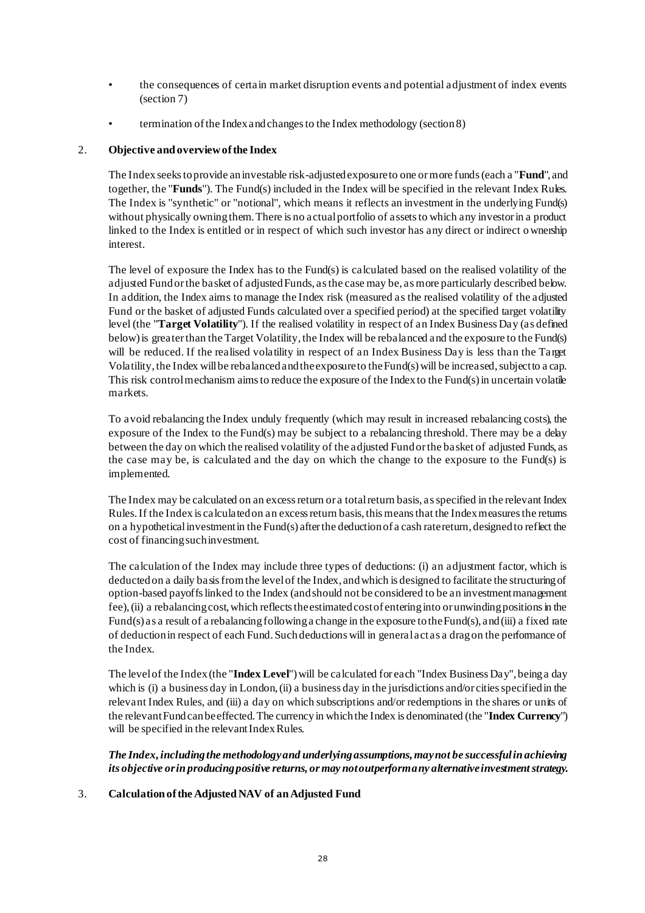- the consequences of certain market disruption events and potential adjustment of index events (section 7)
- termination of the Index and changes to the Index methodology (section 8)

## 2. Objective and overview of the Index

The Index seeks to provide an investable risk-adjusted exposure to one or more funds (each a "**Fund**", and together, the "**Funds**"). The Fund(s) included in the Index will be specified in the relevant Index Rules. The Index is "synthetic" or "notional", which means it reflects an investment in the underlying Fund(s) without physically owning them. There is no actual portfolio of assets to which any investor in a product linked to the Index is entitled or in respect of which such investor has any direct or indirect ownership interest.

The level of exposure the Index has to the Fund(s) is calculated based on the realised volatility of the adjusted Fund or the basket of adjusted Funds, as the case may be, as more particularly described below. In addition, the Index aims to manage the Index risk (measured as the realised volatility of the adjusted Fund or the basket of adjusted Funds calculated over a specified period) at the specified target volatility level (the "**Target Volatility**"). If the realised volatility in respect of an Index Business Day (as defined below) is greater than the Target Volatility, the Index will be rebalanced and the exposure to the Fund(s) will be reduced. If the realised volatility in respect of an Index Business Day is less than the Target Volatility, the Index will be rebalanced and the exposure to the Fund(s) will be increased, subject to a cap. This risk control mechanism aims to reduce the exposure of the Index to the Fund(s) in uncertain volatile markets.

To avoid rebalancing the Index unduly frequently (which may result in increased rebalancing costs), the exposure of the Index to the Fund(s) may be subject to a rebalancing threshold. There may be a delay between the day on which the realised volatility of the adjusted Fund or the basket of adjusted Funds, as the case may be, is calculated and the day on which the change to the exposure to the Fund(s) is implemented.

The Index may be calculated on an excess return or a total return basis, as specified in the relevant Index Rules. If the Index is calculated on an excess return basis, this means that the Index measures the returns on a hypothetical investment in the Fund(s) after the deduction of a cash rate return, designed to reflect the cost of financing such investment.

The calculation of the Index may include three types of deductions: (i) an adjustment factor, which is deducted on a daily basis from the level of the Index, and which is designed to facilitate the structuring of option-based payoffs linked to the Index (and should not be considered to be an investment management fee), (ii) a rebalancing cost, which reflects the estimated cost of entering into or unwinding positions in the Fund(s) as a result of a rebalancing following a change in the exposure to the Fund(s), and (iii) a fixed rate of deduction in respect of each Fund. Such deductions will in general act as a drag on the performance of the Index.

The level of the Index (the "**Index Level**") will be calculated for each "Index Business Day", being a day which is (i) a business day in London, (ii) a business day in the jurisdictions and/or cities specified in the relevant Index Rules, and (iii) a day on which subscriptions and/or redemptions in the shares or units of the relevant Fund can be effected. The currency in which the Index is denominated (the "**Index Currency**") will be specified in the relevant Index Rules.

***The Index, including the methodology and underlying assumptions, may not be successful in achieving its objective or in producing positive returns, or may not outperform any alternative investment strategy.***

## 3. Calculation of the Adjusted NAV of an Adjusted Fund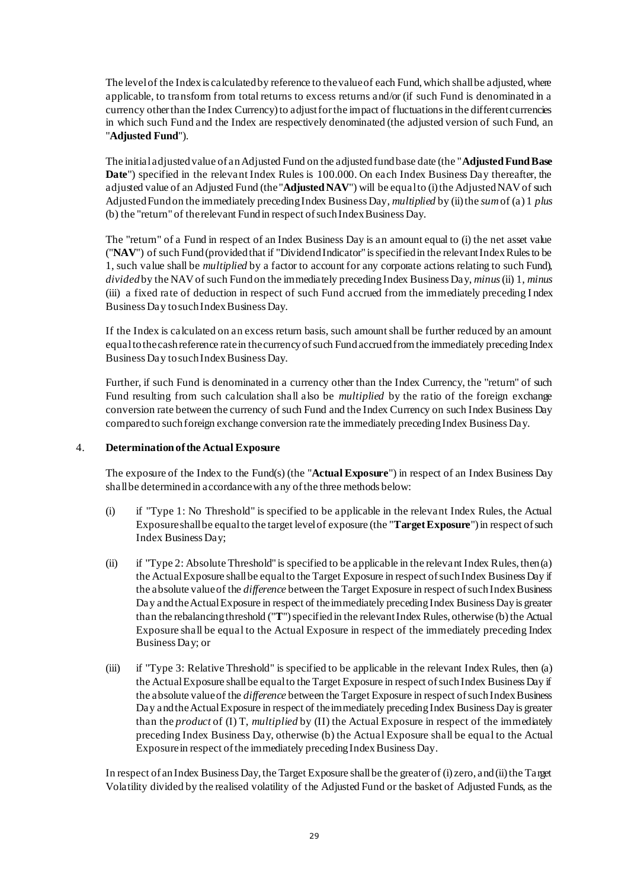The level of the Index is calculated by reference to the value of each Fund, which shall be adjusted, where applicable, to transform from total returns to excess returns and/or (if such Fund is denominated in a currency other than the Index Currency) to adjust for the impact of fluctuations in the different currencies in which such Fund and the Index are respectively denominated (the adjusted version of such Fund, an "**Adjusted Fund**").

The initial adjusted value of an Adjusted Fund on the adjusted fund base date (the "**Adjusted Fund Base Date**") specified in the relevant Index Rules is 100.000. On each Index Business Day thereafter, the adjusted value of an Adjusted Fund (the "**Adjusted NAV**") will be equal to (i) the Adjusted NAV of such Adjusted Fund on the immediately preceding Index Business Day, *multiplied* by (ii) the *sum* of (a) 1 *plus* (b) the "return" of the relevant Fund in respect of such Index Business Day.

The "return" of a Fund in respect of an Index Business Day is an amount equal to (i) the net asset value ("**NAV**") of such Fund (provided that if "Dividend Indicator" is specified in the relevant Index Rules to be 1, such value shall be *multiplied* by a factor to account for any corporate actions relating to such Fund), *divided* by the NAV of such Fund on the immediately preceding Index Business Day, *minus* (ii) 1, *minus* (iii) a fixed rate of deduction in respect of such Fund accrued from the immediately preceding Index Business Day to such Index Business Day.

If the Index is calculated on an excess return basis, such amount shall be further reduced by an amount equal to the cash reference rate in the currency of such Fund accrued from the immediately preceding Index Business Day to such Index Business Day.

Further, if such Fund is denominated in a currency other than the Index Currency, the "return" of such Fund resulting from such calculation shall also be *multiplied* by the ratio of the foreign exchange conversion rate between the currency of such Fund and the Index Currency on such Index Business Day compared to such foreign exchange conversion rate the immediately preceding Index Business Day.

4. **Determination of the Actual Exposure**

The exposure of the Index to the Fund(s) (the "**Actual Exposure**") in respect of an Index Business Day shall be determined in accordance with any of the three methods below:

(i) if "Type 1: No Threshold" is specified to be applicable in the relevant Index Rules, the Actual Exposure shall be equal to the target level of exposure (the "**Target Exposure**") in respect of such Index Business Day;

(ii) if "Type 2: Absolute Threshold" is specified to be applicable in the relevant Index Rules, then (a) the Actual Exposure shall be equal to the Target Exposure in respect of such Index Business Day if the absolute value of the *difference* between the Target Exposure in respect of such Index Business Day and the Actual Exposure in respect of the immediately preceding Index Business Day is greater than the rebalancing threshold ("**T**") specified in the relevant Index Rules, otherwise (b) the Actual Exposure shall be equal to the Actual Exposure in respect of the immediately preceding Index Business Day; or

(iii) if "Type 3: Relative Threshold" is specified to be applicable in the relevant Index Rules, then (a) the Actual Exposure shall be equal to the Target Exposure in respect of such Index Business Day if the absolute value of the *difference* between the Target Exposure in respect of such Index Business Day and the Actual Exposure in respect of the immediately preceding Index Business Day is greater than the *product* of (I) T, *multiplied* by (II) the Actual Exposure in respect of the immediately preceding Index Business Day, otherwise (b) the Actual Exposure shall be equal to the Actual Exposure in respect of the immediately preceding Index Business Day.

In respect of an Index Business Day, the Target Exposure shall be the greater of (i) zero, and (ii) the Target Volatility divided by the realised volatility of the Adjusted Fund or the basket of Adjusted Funds, as the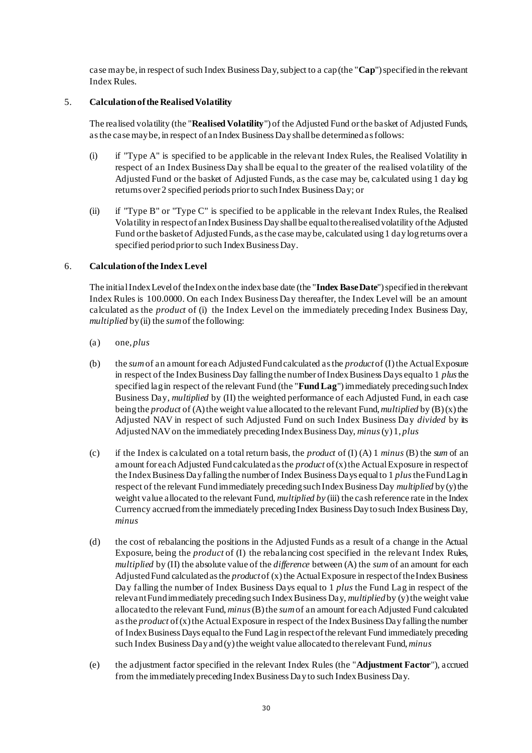case may be, in respect of such Index Business Day, subject to a cap (the "**Cap**") specified in the relevant Index Rules.

5. **Calculation of the Realised Volatility**

The realised volatility (the "**Realised Volatility**") of the Adjusted Fund or the basket of Adjusted Funds, as the case may be, in respect of an Index Business Day shall be determined as follows:

(i) if "Type A" is specified to be applicable in the relevant Index Rules, the Realised Volatility in respect of an Index Business Day shall be equal to the greater of the realised volatility of the Adjusted Fund or the basket of Adjusted Funds, as the case may be, calculated using 1 day log returns over 2 specified periods prior to such Index Business Day; or

(ii) if "Type B" or "Type C" is specified to be applicable in the relevant Index Rules, the Realised Volatility in respect of an Index Business Day shall be equal to the realised volatility of the Adjusted Fund or the basket of Adjusted Funds, as the case may be, calculated using 1 day log returns over a specified period prior to such Index Business Day.

6. **Calculation of the Index Level**

The initial Index Level of the Index on the index base date (the "**Index Base Date**") specified in the relevant Index Rules is 100.0000. On each Index Business Day thereafter, the Index Level will be an amount calculated as the *product* of (i) the Index Level on the immediately preceding Index Business Day, *multiplied* by (ii) the *sum* of the following:

(a) one, *plus*

(b) the *sum* of an amount for each Adjusted Fund calculated as the *product* of (I) the Actual Exposure in respect of the Index Business Day falling the number of Index Business Days equal to 1 *plus* the specified lag in respect of the relevant Fund (the "**Fund Lag**") immediately preceding such Index Business Day, *multiplied* by (II) the weighted performance of each Adjusted Fund, in each case being the *product* of (A) the weight value allocated to the relevant Fund, *multiplied* by (B) (x) the Adjusted NAV in respect of such Adjusted Fund on such Index Business Day *divided* by its Adjusted NAV on the immediately preceding Index Business Day, *minus* (y) 1, *plus*

(c) if the Index is calculated on a total return basis, the *product* of (I) (A) 1 *minus* (B) the *sum* of an amount for each Adjusted Fund calculated as the *product* of (x) the Actual Exposure in respect of the Index Business Day falling the number of Index Business Days equal to 1 *plus* the Fund Lag in respect of the relevant Fund immediately preceding such Index Business Day *multiplied* by (y) the weight value allocated to the relevant Fund, *multiplied by* (iii) the cash reference rate in the Index Currency accrued from the immediately preceding Index Business Day to such Index Business Day, *minus*

(d) the cost of rebalancing the positions in the Adjusted Funds as a result of a change in the Actual Exposure, being the *product* of (I) the rebalancing cost specified in the relevant Index Rules, *multiplied* by (II) the absolute value of the *difference* between (A) the *sum* of an amount for each Adjusted Fund calculated as the *product* of (x) the Actual Exposure in respect of the Index Business Day falling the number of Index Business Days equal to 1 *plus* the Fund Lag in respect of the relevant Fund immediately preceding such Index Business Day, *multiplied* by (y) the weight value allocated to the relevant Fund, *minus* (B) the *sum* of an amount for each Adjusted Fund calculated as the *product* of (x) the Actual Exposure in respect of the Index Business Day falling the number of Index Business Days equal to the Fund Lag in respect of the relevant Fund immediately preceding such Index Business Day and (y) the weight value allocated to the relevant Fund, *minus*

(e) the adjustment factor specified in the relevant Index Rules (the "**Adjustment Factor**"), accrued from the immediately preceding Index Business Day to such Index Business Day.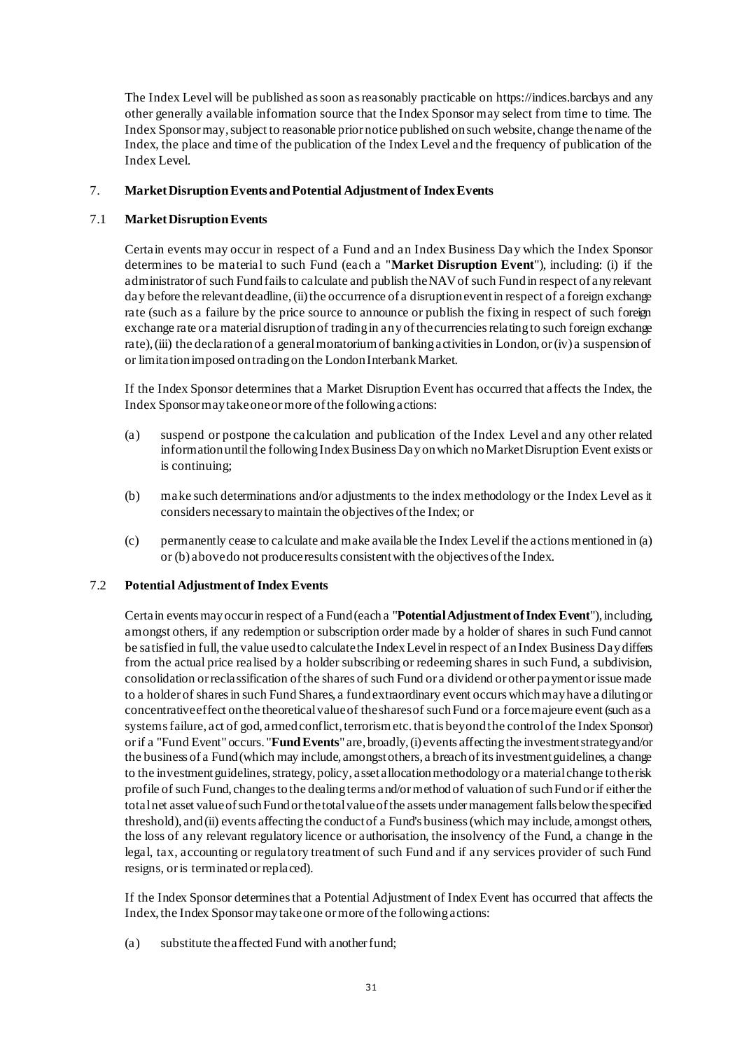The Index Level will be published as soon as reasonably practicable on https://indices.barclays and any other generally available information source that the Index Sponsor may select from time to time. The Index Sponsor may, subject to reasonable prior notice published on such website, change the name of the Index, the place and time of the publication of the Index Level and the frequency of publication of the Index Level.

## 7. Market Disruption Events and Potential Adjustment of Index Events

### 7.1 Market Disruption Events

Certain events may occur in respect of a Fund and an Index Business Day which the Index Sponsor determines to be material to such Fund (each a "**Market Disruption Event**"), including: (i) if the administrator of such Fund fails to calculate and publish the NAV of such Fund in respect of any relevant day before the relevant deadline, (ii) the occurrence of a disruption event in respect of a foreign exchange rate (such as a failure by the price source to announce or publish the fixing in respect of such foreign exchange rate or a material disruption of trading in any of the currencies relating to such foreign exchange rate), (iii) the declaration of a general moratorium of banking activities in London, or (iv) a suspension of or limitation imposed on trading on the London Interbank Market.

If the Index Sponsor determines that a Market Disruption Event has occurred that affects the Index, the Index Sponsor may take one or more of the following actions:

(a) suspend or postpone the calculation and publication of the Index Level and any other related information until the following Index Business Day on which no Market Disruption Event exists or is continuing;

(b) make such determinations and/or adjustments to the index methodology or the Index Level as it considers necessary to maintain the objectives of the Index; or

(c) permanently cease to calculate and make available the Index Level if the actions mentioned in (a) or (b) above do not produce results consistent with the objectives of the Index.

### 7.2 Potential Adjustment of Index Events

Certain events may occur in respect of a Fund (each a "**Potential Adjustment of Index Event**"), including, amongst others, if any redemption or subscription order made by a holder of shares in such Fund cannot be satisfied in full, the value used to calculate the Index Level in respect of an Index Business Day differs from the actual price realised by a holder subscribing or redeeming shares in such Fund, a subdivision, consolidation or reclassification of the shares of such Fund or a dividend or other payment or issue made to a holder of shares in such Fund Shares, a fund extraordinary event occurs which may have a diluting or concentrative effect on the theoretical value of the shares of such Fund or a force majeure event (such as a systems failure, act of god, armed conflict, terrorism etc. that is beyond the control of the Index Sponsor) or if a "Fund Event" occurs. "**Fund Events**" are, broadly, (i) events affecting the investment strategy and/or the business of a Fund (which may include, amongst others, a breach of its investment guidelines, a change to the investment guidelines, strategy, policy, asset allocation methodology or a material change to the risk profile of such Fund, changes to the dealing terms and/or method of valuation of such Fund or if either the total net asset value of such Fund or the total value of the assets under management falls below the specified threshold), and (ii) events affecting the conduct of a Fund's business (which may include, amongst others, the loss of any relevant regulatory licence or authorisation, the insolvency of the Fund, a change in the legal, tax, accounting or regulatory treatment of such Fund and if any services provider of such Fund resigns, or is terminated or replaced).

If the Index Sponsor determines that a Potential Adjustment of Index Event has occurred that affects the Index, the Index Sponsor may take one or more of the following actions:

(a) substitute the affected Fund with another fund;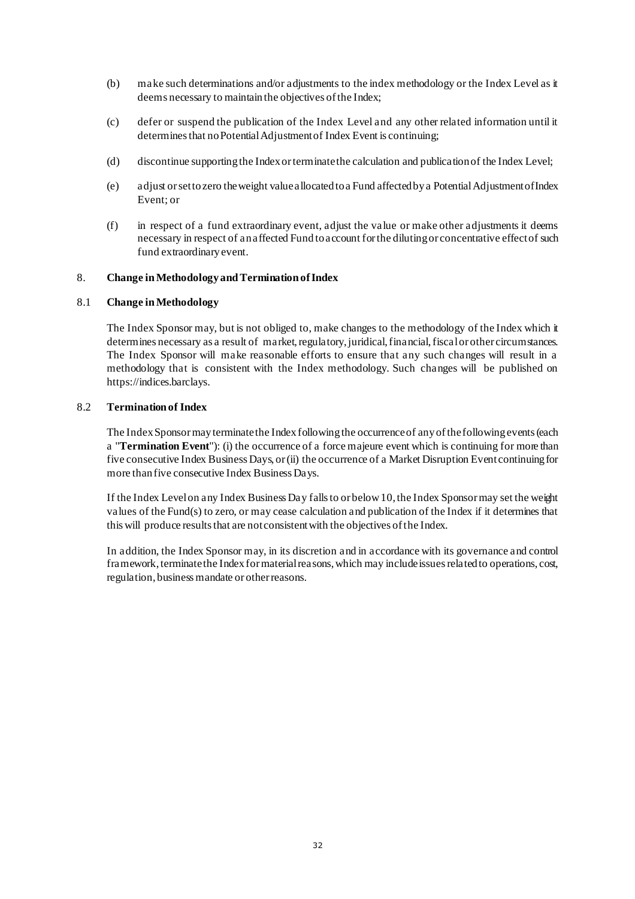(b) make such determinations and/or adjustments to the index methodology or the Index Level as it deems necessary to maintain the objectives of the Index;

(c) defer or suspend the publication of the Index Level and any other related information until it determines that no Potential Adjustment of Index Event is continuing;

(d) discontinue supporting the Index or terminate the calculation and publication of the Index Level;

(e) adjust or set to zero the weight value allocated to a Fund affected by a Potential Adjustment of Index Event; or

(f) in respect of a fund extraordinary event, adjust the value or make other adjustments it deems necessary in respect of an affected Fund to account for the diluting or concentrative effect of such fund extraordinary event.

## 8. Change in Methodology and Termination of Index

### 8.1 Change in Methodology

The Index Sponsor may, but is not obliged to, make changes to the methodology of the Index which it determines necessary as a result of market, regulatory, juridical, financial, fiscal or other circumstances. The Index Sponsor will make reasonable efforts to ensure that any such changes will result in a methodology that is consistent with the Index methodology. Such changes will be published on https://indices.barclays.

### 8.2 Termination of Index

The Index Sponsor may terminate the Index following the occurrence of any of the following events (each a "**Termination Event**"): (i) the occurrence of a force majeure event which is continuing for more than five consecutive Index Business Days, or (ii) the occurrence of a Market Disruption Event continuing for more than five consecutive Index Business Days.

If the Index Level on any Index Business Day falls to or below 10, the Index Sponsor may set the weight values of the Fund(s) to zero, or may cease calculation and publication of the Index if it determines that this will produce results that are not consistent with the objectives of the Index.

In addition, the Index Sponsor may, in its discretion and in accordance with its governance and control framework, terminate the Index for material reasons, which may include issues related to operations, cost, regulation, business mandate or other reasons.